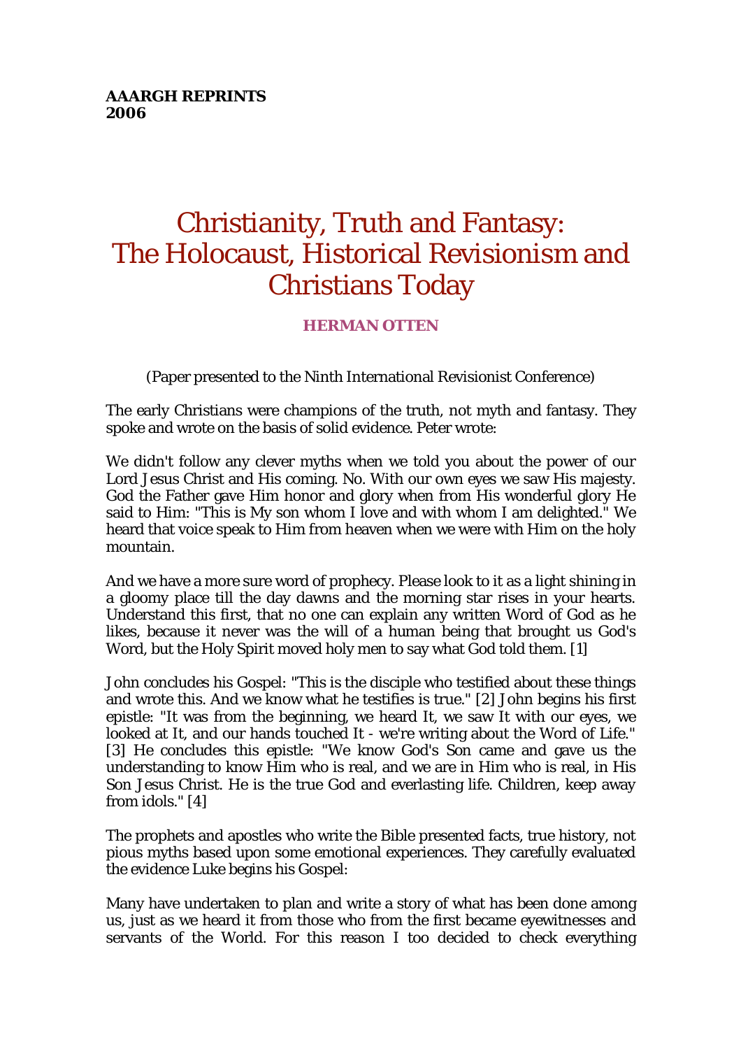**AAARGH REPRINTS**
**2006**

# Christianity, Truth and Fantasy: The Holocaust, Historical Revisionism and Christians Today

**HERMAN OTTEN**

(Paper presented to the Ninth International Revisionist Conference)

The early Christians were champions of the truth, not myth and fantasy. They spoke and wrote on the basis of solid evidence. Peter wrote:

We didn't follow any clever myths when we told you about the power of our Lord Jesus Christ and His coming. No. With our own eyes we saw His majesty. God the Father gave Him honor and glory when from His wonderful glory He said to Him: "This is My son whom I love and with whom I am delighted." We heard that voice speak to Him from heaven when we were with Him on the holy mountain.

And we have a more sure word of prophecy. Please look to it as a light shining in a gloomy place till the day dawns and the morning star rises in your hearts. Understand this first, that no one can explain any written Word of God as he likes, because it never was the will of a human being that brought us God's Word, but the Holy Spirit moved holy men to say what God told them. [1]

John concludes his Gospel: "This is the disciple who testified about these things and wrote this. And we know what he testifies is true." [2] John begins his first epistle: "It was from the beginning, we heard It, we saw It with our eyes, we looked at It, and our hands touched It - we're writing about the Word of Life." [3] He concludes this epistle: "We know God's Son came and gave us the understanding to know Him who is real, and we are in Him who is real, in His Son Jesus Christ. He is the true God and everlasting life. Children, keep away from idols." [4]

The prophets and apostles who write the Bible presented facts, true history, not pious myths based upon some emotional experiences. They carefully evaluated the evidence Luke begins his Gospel:

Many have undertaken to plan and write a story of what has been done among us, just as we heard it from those who from the first became eyewitnesses and servants of the World. For this reason I too decided to check everything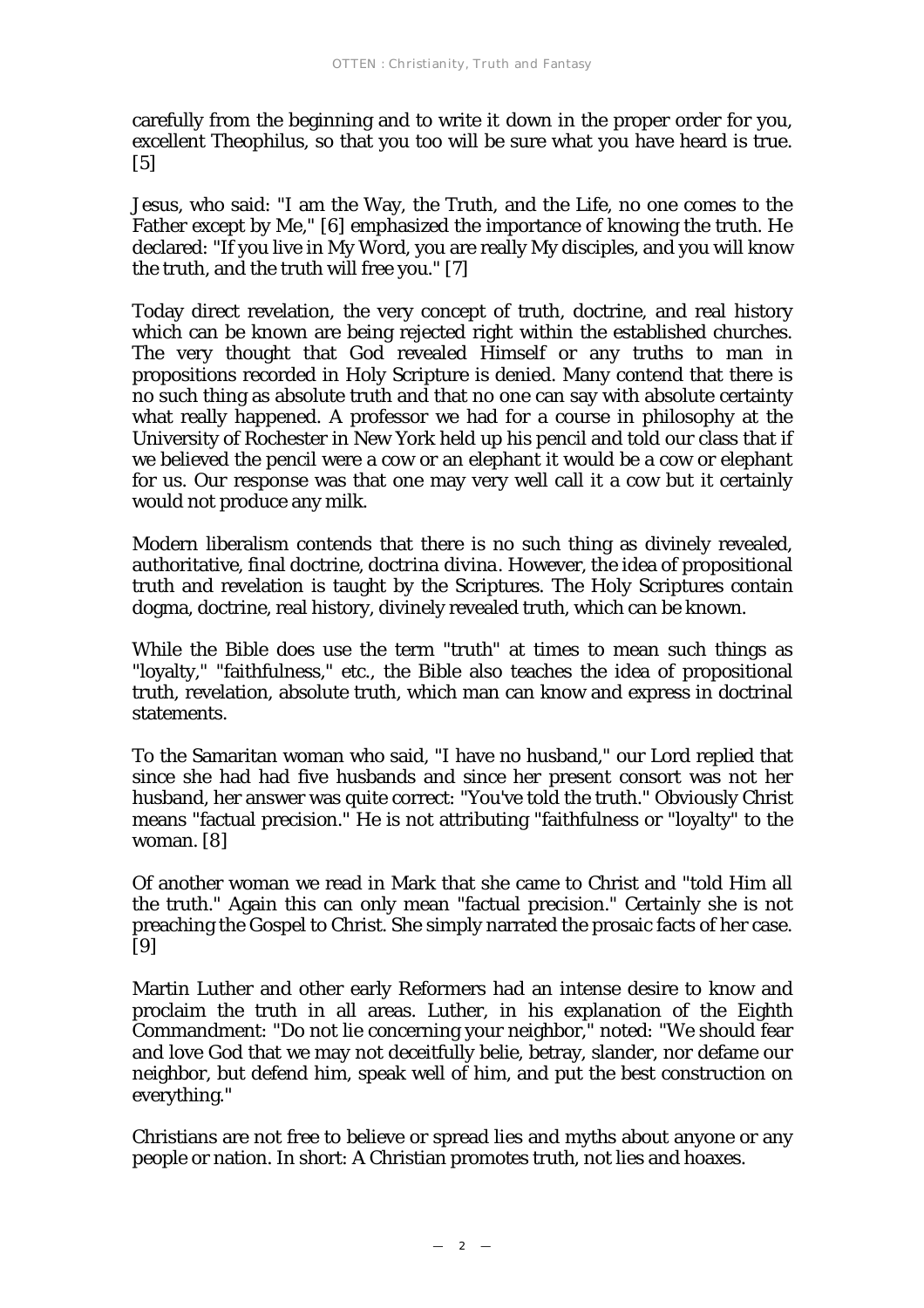carefully from the beginning and to write it down in the proper order for you, excellent Theophilus, so that you too will be sure what you have heard is true. [5]

Jesus, who said: "I am the Way, the Truth, and the Life, no one comes to the Father except by Me," [6] emphasized the importance of knowing the truth. He declared: "If you live in My Word, you are really My disciples, and you will know the truth, and the truth will free you." [7]

Today direct revelation, the very concept of truth, doctrine, and real history which can be known are being rejected right within the established churches. The very thought that God revealed Himself or any truths to man in propositions recorded in Holy Scripture is denied. Many contend that there is no such thing as absolute truth and that no one can say with absolute certainty what really happened. A professor we had for a course in philosophy at the University of Rochester in New York held up his pencil and told our class that if we believed the pencil were a cow or an elephant it would be a cow or elephant for us. Our response was that one may very well call it a cow but it certainly would not produce any milk.

Modern liberalism contends that there is no such thing as divinely revealed, authoritative, final doctrine, *doctrina divina*. However, the idea of propositional truth and revelation is taught by the Scriptures. The Holy Scriptures contain dogma, doctrine, real history, divinely revealed truth, which can be known.

While the Bible does use the term "truth" at times to mean such things as "loyalty," "faithfulness," etc., the Bible also teaches the idea of propositional truth, revelation, absolute truth, which man can know and express in doctrinal statements.

To the Samaritan woman who said, "I have no husband," our Lord replied that since she had had five husbands and since her present consort was not her husband, her answer was quite correct: "You've told the truth." Obviously Christ means "factual precision." He is not attributing "faithfulness or "loyalty" to the woman. [8]

Of another woman we read in Mark that she came to Christ and "told Him all the truth." Again this can only mean "factual precision." Certainly she is not preaching the Gospel to Christ. She simply narrated the prosaic facts of her case. [9]

Martin Luther and other early Reformers had an intense desire to know and proclaim the truth in all areas. Luther, in his explanation of the Eighth Commandment: "Do not lie concerning your neighbor," noted: "We should fear and love God that we may not deceitfully belie, betray, slander, nor defame our neighbor, but defend him, speak well of him, and put the best construction on everything."

Christians are not free to believe or spread lies and myths about anyone or any people or nation. In short: A Christian promotes truth, not lies and hoaxes.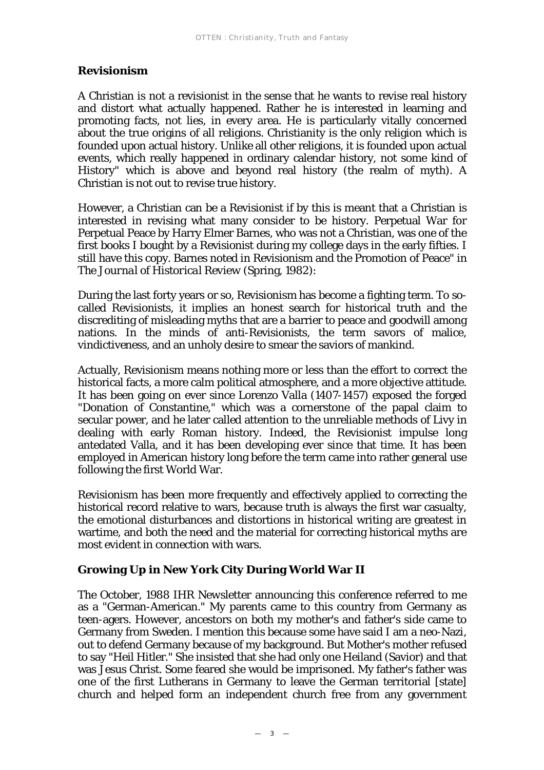### Revisionism

A Christian is not a revisionist in the sense that he wants to revise real history and distort what actually happened. Rather he is interested in learning and promoting facts, not lies, in every area. He is particularly vitally concerned about the true origins of all religions. Christianity is the only religion which is founded upon actual history. Unlike all other religions, it is founded upon actual events, which really happened in ordinary calendar history, not some kind of History" which is above and beyond real history (the realm of myth). A Christian is not out to revise true history.

However, a Christian can be a Revisionist if by this is meant that a Christian is interested in revising what many consider to be history. Perpetual War for Perpetual Peace by Harry Elmer Barnes, who was not a Christian, was one of the first books I bought by a Revisionist during my college days in the early fifties. I still have this copy. Barnes noted in Revisionism and the Promotion of Peace" in *The Journal of Historical Review* (Spring, 1982):

During the last forty years or so, Revisionism has become a fighting term. To so-called Revisionists, it implies an honest search for historical truth and the discrediting of misleading myths that are a barrier to peace and goodwill among nations. In the minds of anti-Revisionists, the term savors of malice, vindictiveness, and an unholy desire to smear the saviors of mankind.

Actually, Revisionism means nothing more or less than the effort to correct the historical facts, a more calm political atmosphere, and a more objective attitude. It has been going on ever since Lorenzo Valla (1407-1457) exposed the forged "Donation of Constantine," which was a cornerstone of the papal claim to secular power, and he later called attention to the unreliable methods of Livy in dealing with early Roman history. Indeed, the Revisionist impulse long antedated Valla, and it has been developing ever since that time. It has been employed in American history long before the term came into rather general use following the first World War.

Revisionism has been more frequently and effectively applied to correcting the historical record relative to wars, because truth is always the first war casualty, the emotional disturbances and distortions in historical writing are greatest in wartime, and both the need and the material for correcting historical myths are most evident in connection with wars.

### Growing Up in New York City During World War II

The October, 1988 IHR Newsletter announcing this conference referred to me as a "German-American." My parents came to this country from Germany as teen-agers. However, ancestors on both my mother's and father's side came to Germany from Sweden. I mention this because some have said I am a neo-Nazi, out to defend Germany because of my background. But Mother's mother refused to say "Heil Hitler." She insisted that she had only one Heiland (Savior) and that was Jesus Christ. Some feared she would be imprisoned. My father's father was one of the first Lutherans in Germany to leave the German territorial [state] church and helped form an independent church free from any government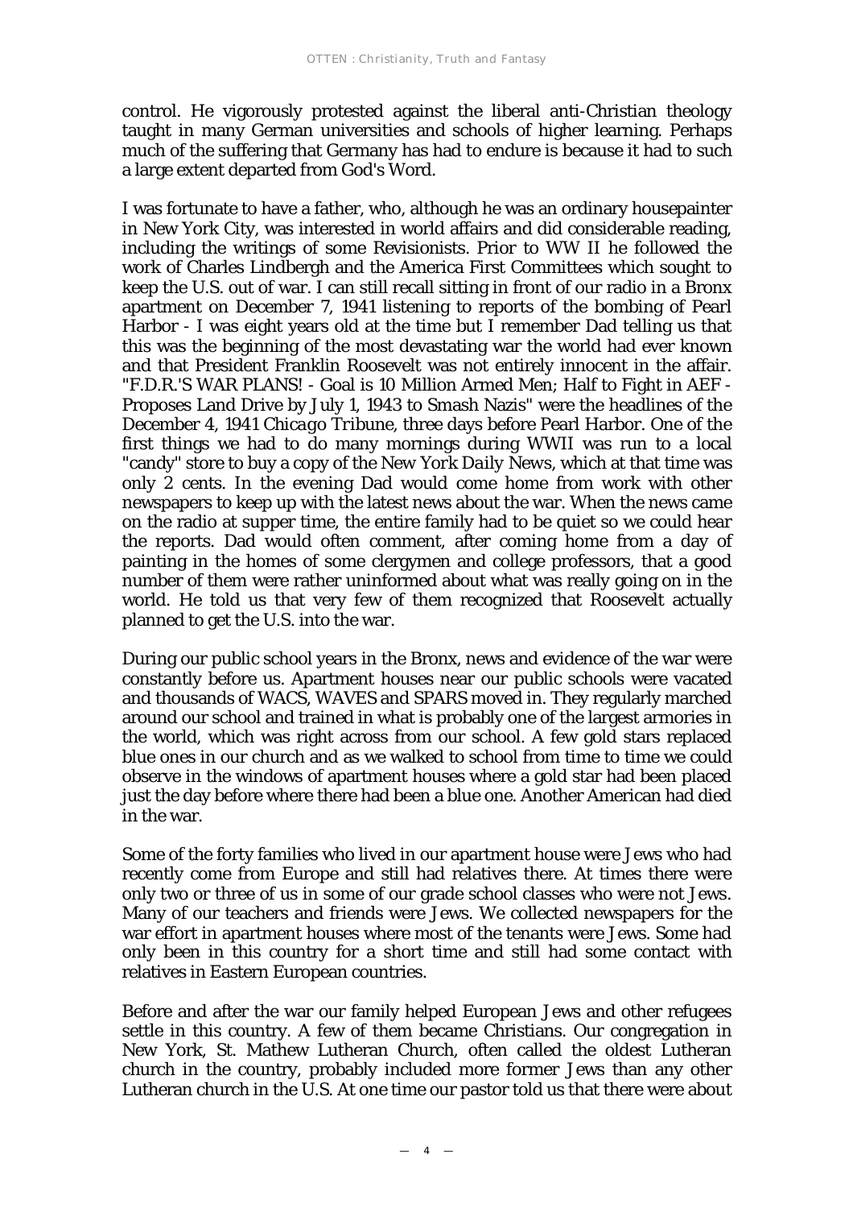control. He vigorously protested against the liberal anti-Christian theology taught in many German universities and schools of higher learning. Perhaps much of the suffering that Germany has had to endure is because it had to such a large extent departed from God's Word.

I was fortunate to have a father, who, although he was an ordinary housepainter in New York City, was interested in world affairs and did considerable reading, including the writings of some Revisionists. Prior to WW II he followed the work of Charles Lindbergh and the America First Committees which sought to keep the U.S. out of war. I can still recall sitting in front of our radio in a Bronx apartment on December 7, 1941 listening to reports of the bombing of Pearl Harbor - I was eight years old at the time but I remember Dad telling us that this was the beginning of the most devastating war the world had ever known and that President Franklin Roosevelt was not entirely innocent in the affair. "F.D.R.'S WAR PLANS! - Goal is 10 Million Armed Men; Half to Fight in AEF - Proposes Land Drive by July 1, 1943 to Smash Nazis" were the headlines of the December 4, 1941 *Chicago Tribune*, three days before Pearl Harbor. One of the first things we had to do many mornings during WWII was run to a local "candy" store to buy a copy of the *New York Daily News*, which at that time was only 2 cents. In the evening Dad would come home from work with other newspapers to keep up with the latest news about the war. When the news came on the radio at supper time, the entire family had to be quiet so we could hear the reports. Dad would often comment, after coming home from a day of painting in the homes of some clergymen and college professors, that a good number of them were rather uninformed about what was really going on in the world. He told us that very few of them recognized that Roosevelt actually planned to get the U.S. into the war.

During our public school years in the Bronx, news and evidence of the war were constantly before us. Apartment houses near our public schools were vacated and thousands of WACS, WAVES and SPARS moved in. They regularly marched around our school and trained in what is probably one of the largest armories in the world, which was right across from our school. A few gold stars replaced blue ones in our church and as we walked to school from time to time we could observe in the windows of apartment houses where a gold star had been placed just the day before where there had been a blue one. Another American had died in the war.

Some of the forty families who lived in our apartment house were Jews who had recently come from Europe and still had relatives there. At times there were only two or three of us in some of our grade school classes who were not Jews. Many of our teachers and friends were Jews. We collected newspapers for the war effort in apartment houses where most of the tenants were Jews. Some had only been in this country for a short time and still had some contact with relatives in Eastern European countries.

Before and after the war our family helped European Jews and other refugees settle in this country. A few of them became Christians. Our congregation in New York, St. Mathew Lutheran Church, often called the oldest Lutheran church in the country, probably included more former Jews than any other Lutheran church in the U.S. At one time our pastor told us that there were about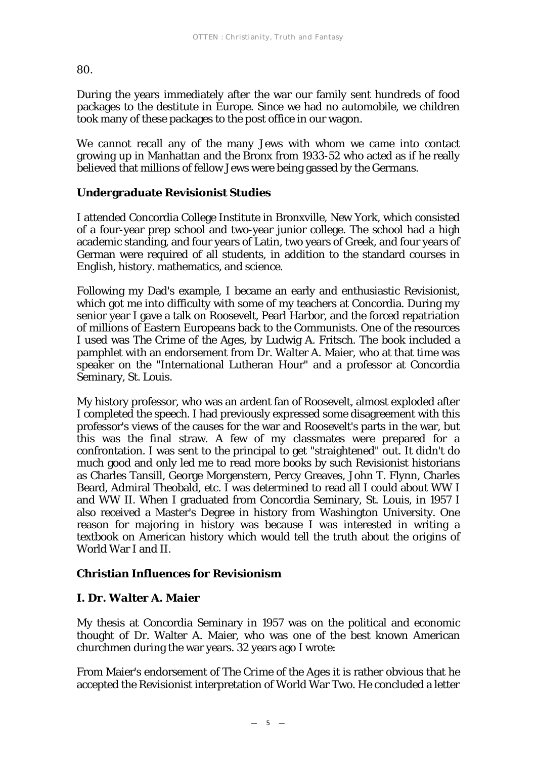80.

During the years immediately after the war our family sent hundreds of food packages to the destitute in Europe. Since we had no automobile, we children took many of these packages to the post office in our wagon.

We cannot recall any of the many Jews with whom we came into contact growing up in Manhattan and the Bronx from 1933-52 who acted as if he really believed that millions of fellow Jews were being gassed by the Germans.

## Undergraduate Revisionist Studies

I attended Concordia College Institute in Bronxville, New York, which consisted of a four-year prep school and two-year junior college. The school had a high academic standing, and four years of Latin, two years of Greek, and four years of German were required of all students, in addition to the standard courses in English, history. mathematics, and science.

Following my Dad's example, I became an early and enthusiastic Revisionist, which got me into difficulty with some of my teachers at Concordia. During my senior year I gave a talk on Roosevelt, Pearl Harbor, and the forced repatriation of millions of Eastern Europeans back to the Communists. One of the resources I used was The Crime of the Ages, by Ludwig A. Fritsch. The book included a pamphlet with an endorsement from Dr. Walter A. Maier, who at that time was speaker on the "International Lutheran Hour" and a professor at Concordia Seminary, St. Louis.

My history professor, who was an ardent fan of Roosevelt, almost exploded after I completed the speech. I had previously expressed some disagreement with this professor's views of the causes for the war and Roosevelt's parts in the war, but this was the final straw. A few of my classmates were prepared for a confrontation. I was sent to the principal to get "straightened" out. It didn't do much good and only led me to read more books by such Revisionist historians as Charles Tansill, George Morgenstern, Percy Greaves, John T. Flynn, Charles Beard, Admiral Theobald, etc. I was determined to read all I could about WW I and WW II. When I graduated from Concordia Seminary, St. Louis, in 1957 I also received a Master's Degree in history from Washington University. One reason for majoring in history was because I was interested in writing a textbook on American history which would tell the truth about the origins of World War I and II.

## Christian Influences for Revisionism

### *I. Dr. Walter A. Maier*

My thesis at Concordia Seminary in 1957 was on the political and economic thought of Dr. Walter A. Maier, who was one of the best known American churchmen during the war years. 32 years ago I wrote:

From Maier's endorsement of The Crime of the Ages it is rather obvious that he accepted the Revisionist interpretation of World War Two. He concluded a letter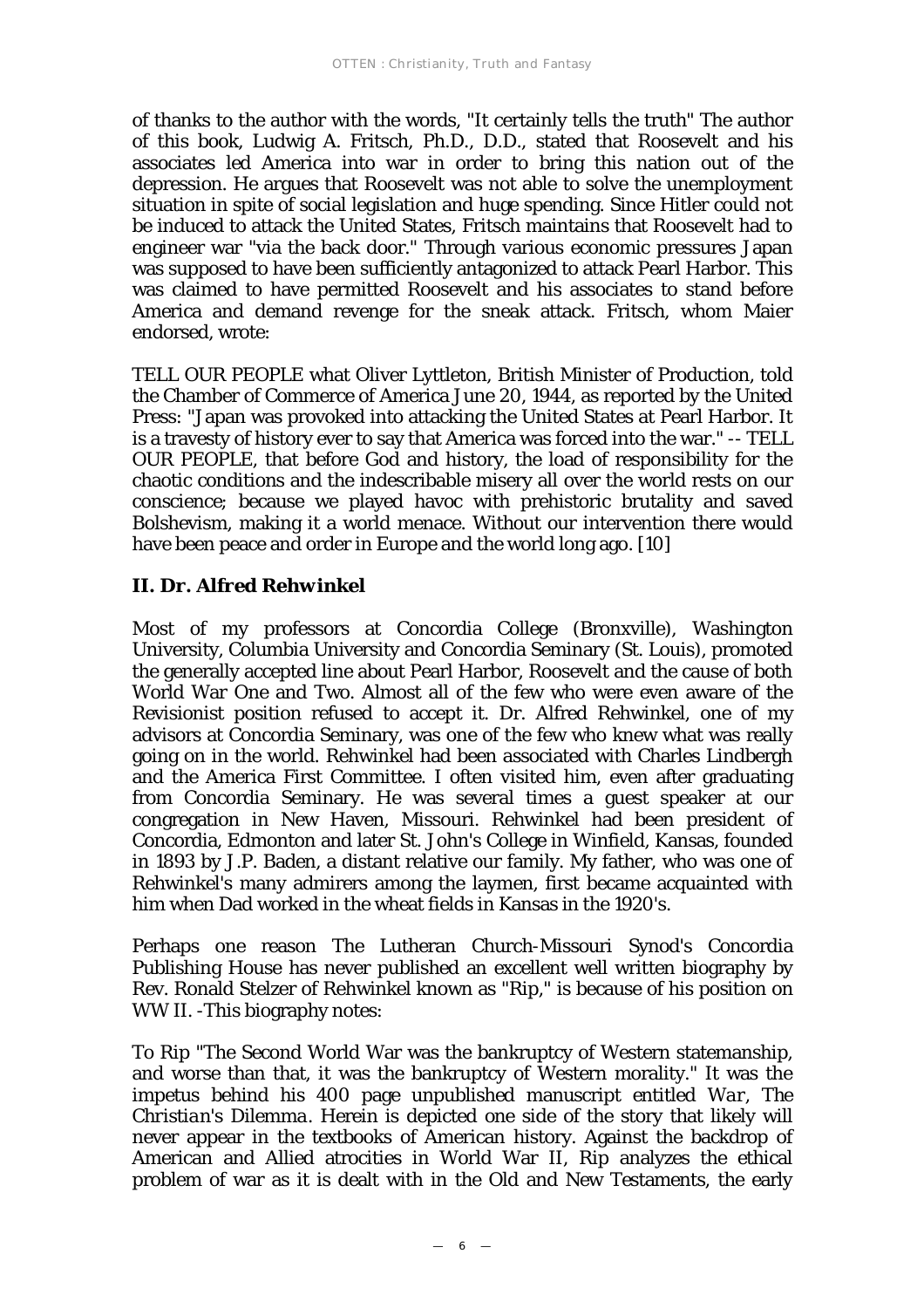of thanks to the author with the words, "It certainly tells the truth" The author of this book, Ludwig A. Fritsch, Ph.D., D.D., stated that Roosevelt and his associates led America into war in order to bring this nation out of the depression. He argues that Roosevelt was not able to solve the unemployment situation in spite of social legislation and huge spending. Since Hitler could not be induced to attack the United States, Fritsch maintains that Roosevelt had to engineer war "via the back door." Through various economic pressures Japan was supposed to have been sufficiently antagonized to attack Pearl Harbor. This was claimed to have permitted Roosevelt and his associates to stand before America and demand revenge for the sneak attack. Fritsch, whom Maier endorsed, wrote:

TELL OUR PEOPLE what Oliver Lyttleton, British Minister of Production, told the Chamber of Commerce of America June 20, 1944, as reported by the United Press: "Japan was provoked into attacking the United States at Pearl Harbor. It is a travesty of history ever to say that America was forced into the war." -- TELL OUR PEOPLE, that before God and history, the load of responsibility for the chaotic conditions and the indescribable misery all over the world rests on our conscience; because we played havoc with prehistoric brutality and saved Bolshevism, making it a world menace. Without our intervention there would have been peace and order in Europe and the world long ago. [10]

## II. Dr. Alfred Rehwinkel

Most of my professors at Concordia College (Bronxville), Washington University, Columbia University and Concordia Seminary (St. Louis), promoted the generally accepted line about Pearl Harbor, Roosevelt and the cause of both World War One and Two. Almost all of the few who were even aware of the Revisionist position refused to accept it. Dr. Alfred Rehwinkel, one of my advisors at Concordia Seminary, was one of the few who knew what was really going on in the world. Rehwinkel had been associated with Charles Lindbergh and the America First Committee. I often visited him, even after graduating from Concordia Seminary. He was several times a guest speaker at our congregation in New Haven, Missouri. Rehwinkel had been president of Concordia, Edmonton and later St. John's College in Winfield, Kansas, founded in 1893 by J.P. Baden, a distant relative our family. My father, who was one of Rehwinkel's many admirers among the laymen, first became acquainted with him when Dad worked in the wheat fields in Kansas in the 1920's.

Perhaps one reason The Lutheran Church-Missouri Synod's Concordia Publishing House has never published an excellent well written biography by Rev. Ronald Stelzer of Rehwinkel known as "Rip," is because of his position on WW II. -This biography notes:

To Rip "The Second World War was the bankruptcy of Western statemanship, and worse than that, it was the bankruptcy of Western morality." It was the impetus behind his 400 page unpublished manuscript entitled *War, The Christian's Dilemma*. Herein is depicted one side of the story that likely will never appear in the textbooks of American history. Against the backdrop of American and Allied atrocities in World War II, Rip analyzes the ethical problem of war as it is dealt with in the Old and New Testaments, the early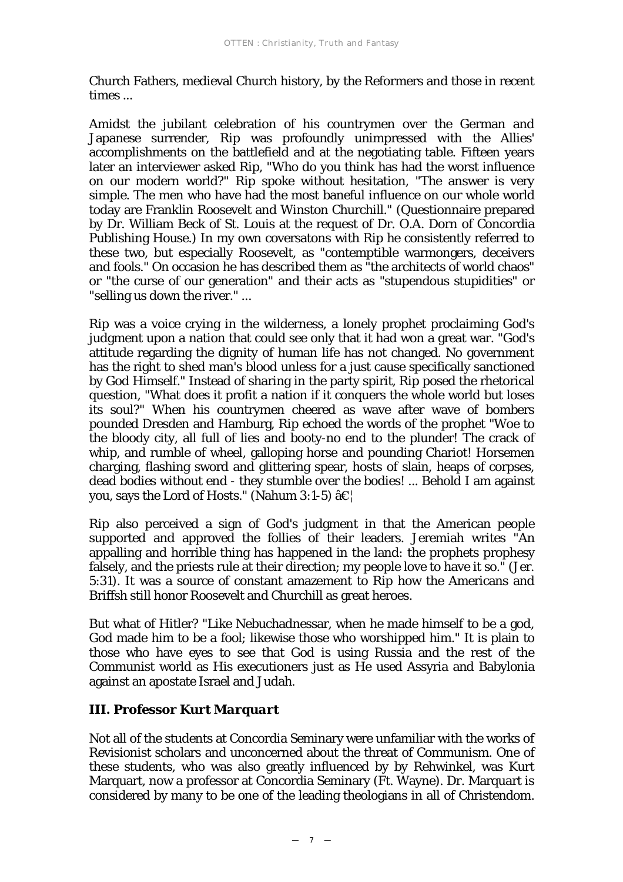Church Fathers, medieval Church history, by the Reformers and those in recent times ...

Amidst the jubilant celebration of his countrymen over the German and Japanese surrender, Rip was profoundly unimpressed with the Allies' accomplishments on the battlefield and at the negotiating table. Fifteen years later an interviewer asked Rip, "Who do you think has had the worst influence on our modern world?" Rip spoke without hesitation, "The answer is very simple. The men who have had the most baneful influence on our whole world today are Franklin Roosevelt and Winston Churchill." (Questionnaire prepared by Dr. William Beck of St. Louis at the request of Dr. O.A. Dorn of Concordia Publishing House.) In my own coversatons with Rip he consistently referred to these two, but especially Roosevelt, as "contemptible warmongers, deceivers and fools." On occasion he has described them as "the architects of world chaos" or "the curse of our generation" and their acts as "stupendous stupidities" or "selling us down the river." ...

Rip was a voice crying in the wilderness, a lonely prophet proclaiming God's judgment upon a nation that could see only that it had won a great war. "God's attitude regarding the dignity of human life has not changed. No government has the right to shed man's blood unless for a just cause specifically sanctioned by God Himself." Instead of sharing in the party spirit, Rip posed the rhetorical question, "What does it profit a nation if it conquers the whole world but loses its soul?" When his countrymen cheered as wave after wave of bombers pounded Dresden and Hamburg, Rip echoed the words of the prophet "Woe to the bloody city, all full of lies and booty-no end to the plunder! The crack of whip, and rumble of wheel, galloping horse and pounding Chariot! Horsemen charging, flashing sword and glittering spear, hosts of slain, heaps of corpses, dead bodies without end - they stumble over the bodies! ... Behold I am against you, says the Lord of Hosts." (Nahum 3:1-5) â€¦

Rip also perceived a sign of God's judgment in that the American people supported and approved the follies of their leaders. Jeremiah writes "An appalling and horrible thing has happened in the land: the prophets prophesy falsely, and the priests rule at their direction; my people love to have it so." (Jer. 5:31). It was a source of constant amazement to Rip how the Americans and Briffsh still honor Roosevelt and Churchill as great heroes.

But what of Hitler? "Like Nebuchadnessar, when he made himself to be a god, God made him to be a fool; likewise those who worshipped him." It is plain to those who have eyes to see that God is using Russia and the rest of the Communist world as His executioners just as He used Assyria and Babylonia against an apostate Israel and Judah.

### *III. Professor Kurt Marquart*

Not all of the students at Concordia Seminary were unfamiliar with the works of Revisionist scholars and unconcerned about the threat of Communism. One of these students, who was also greatly influenced by by Rehwinkel, was Kurt Marquart, now a professor at Concordia Seminary (Ft. Wayne). Dr. Marquart is considered by many to be one of the leading theologians in all of Christendom.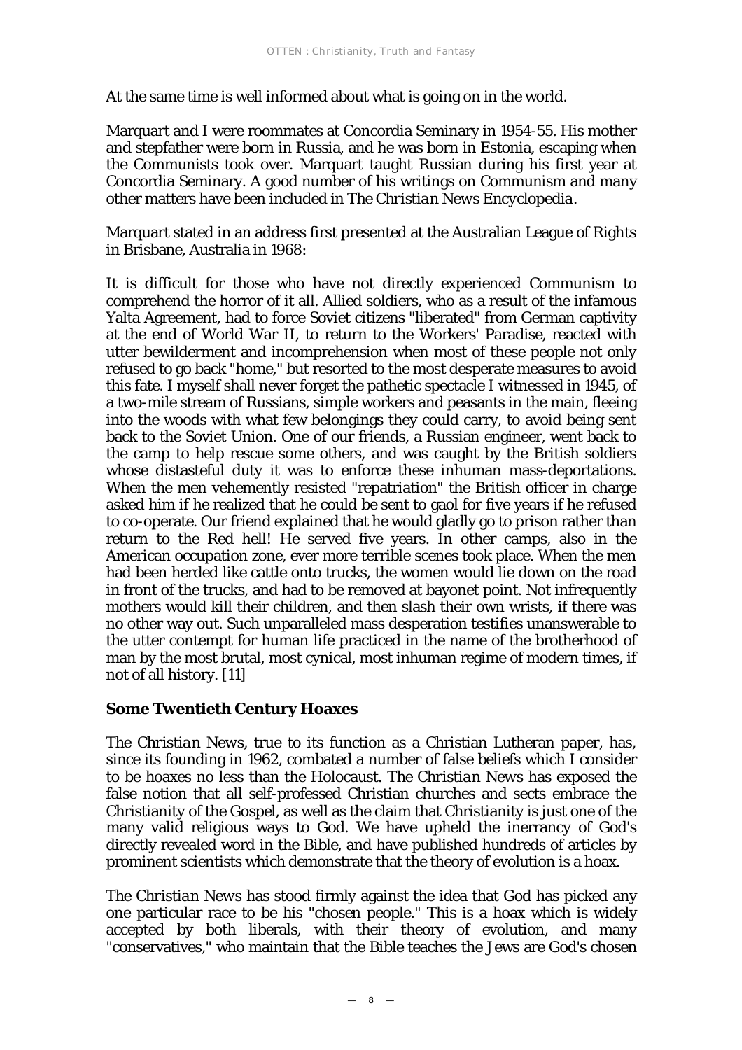At the same time is well informed about what is going on in the world.

Marquart and I were roommates at Concordia Seminary in 1954-55. His mother and stepfather were born in Russia, and he was born in Estonia, escaping when the Communists took over. Marquart taught Russian during his first year at Concordia Seminary. A good number of his writings on Communism and many other matters have been included in *The Christian News Encyclopedia*.

Marquart stated in an address first presented at the Australian League of Rights in Brisbane, Australia in 1968:

It is difficult for those who have not directly experienced Communism to comprehend the horror of it all. Allied soldiers, who as a result of the infamous Yalta Agreement, had to force Soviet citizens "liberated" from German captivity at the end of World War II, to return to the Workers' Paradise, reacted with utter bewilderment and incomprehension when most of these people not only refused to go back "home," but resorted to the most desperate measures to avoid this fate. I myself shall never forget the pathetic spectacle I witnessed in 1945, of a two-mile stream of Russians, simple workers and peasants in the main, fleeing into the woods with what few belongings they could carry, to avoid being sent back to the Soviet Union. One of our friends, a Russian engineer, went back to the camp to help rescue some others, and was caught by the British soldiers whose distasteful duty it was to enforce these inhuman mass-deportations. When the men vehemently resisted "repatriation" the British officer in charge asked him if he realized that he could be sent to gaol for five years if he refused to co-operate. Our friend explained that he would gladly go to prison rather than return to the Red hell! He served five years. In other camps, also in the American occupation zone, ever more terrible scenes took place. When the men had been herded like cattle onto trucks, the women would lie down on the road in front of the trucks, and had to be removed at bayonet point. Not infrequently mothers would kill their children, and then slash their own wrists, if there was no other way out. Such unparalleled mass desperation testifies unanswerable to the utter contempt for human life practiced in the name of the brotherhood of man by the most brutal, most cynical, most inhuman regime of modern times, if not of all history. [11]

**Some Twentieth Century Hoaxes**

*The Christian News*, true to its function as a Christian Lutheran paper, has, since its founding in 1962, combated a number of false beliefs which I consider to be hoaxes no less than the Holocaust. *The Christian News* has exposed the false notion that all self-professed Christian churches and sects embrace the Christianity of the Gospel, as well as the claim that Christianity is just one of the many valid religious ways to God. We have upheld the inerrancy of God's directly revealed word in the Bible, and have published hundreds of articles by prominent scientists which demonstrate that the theory of evolution is a hoax.

*The Christian News* has stood firmly against the idea that God has picked any one particular race to be his "chosen people." This is a hoax which is widely accepted by both liberals, with their theory of evolution, and many "conservatives," who maintain that the Bible teaches the Jews are God's chosen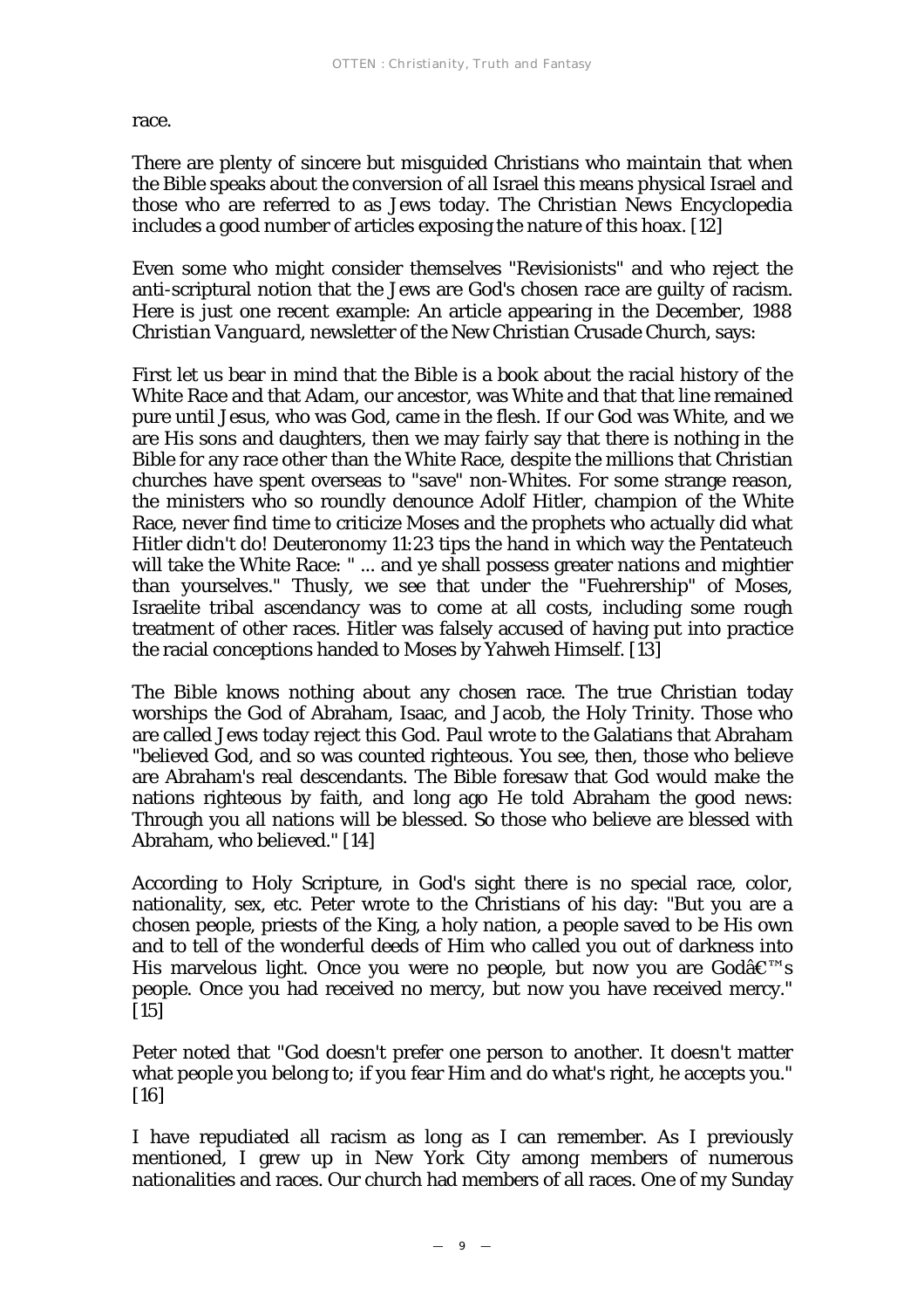race.

There are plenty of sincere but misguided Christians who maintain that when the Bible speaks about the conversion of all Israel this means physical Israel and those who are referred to as Jews today. The *Christian News Encyclopedia* includes a good number of articles exposing the nature of this hoax. [12]

Even some who might consider themselves "Revisionists" and who reject the anti-scriptural notion that the Jews are God's chosen race are guilty of racism. Here is just one recent example: An article appearing in the December, 1988 *Christian Vanguard*, newsletter of the New Christian Crusade Church, says:

First let us bear in mind that the Bible is a book about the racial history of the White Race and that Adam, our ancestor, was White and that that line remained pure until Jesus, who was God, came in the flesh. If our God was White, and we are His sons and daughters, then we may fairly say that there is nothing in the Bible for any race other than the White Race, despite the millions that Christian churches have spent overseas to "save" non-Whites. For some strange reason, the ministers who so roundly denounce Adolf Hitler, champion of the White Race, never find time to criticize Moses and the prophets who actually did what Hitler didn't do! Deuteronomy 11:23 tips the hand in which way the Pentateuch will take the White Race: " ... and ye shall possess greater nations and mightier than yourselves." Thusly, we see that under the "Fuehrership" of Moses, Israelite tribal ascendancy was to come at all costs, including some rough treatment of other races. Hitler was falsely accused of having put into practice the racial conceptions handed to Moses by Yahweh Himself. [13]

The Bible knows nothing about any chosen race. The true Christian today worships the God of Abraham, Isaac, and Jacob, the Holy Trinity. Those who are called Jews today reject this God. Paul wrote to the Galatians that Abraham "believed God, and so was counted righteous. You see, then, those who believe are Abraham's real descendants. The Bible foresaw that God would make the nations righteous by faith, and long ago He told Abraham the good news: Through you all nations will be blessed. So those who believe are blessed with Abraham, who believed." [14]

According to Holy Scripture, in God's sight there is no special race, color, nationality, sex, etc. Peter wrote to the Christians of his day: "But you are a chosen people, priests of the King, a holy nation, a people saved to be His own and to tell of the wonderful deeds of Him who called you out of darkness into His marvelous light. Once you were no people, but now you are Godâ€™s people. Once you had received no mercy, but now you have received mercy." [15]

Peter noted that "God doesn't prefer one person to another. It doesn't matter what people you belong to; if you fear Him and do what's right, he accepts you." [16]

I have repudiated all racism as long as I can remember. As I previously mentioned, I grew up in New York City among members of numerous nationalities and races. Our church had members of all races. One of my Sunday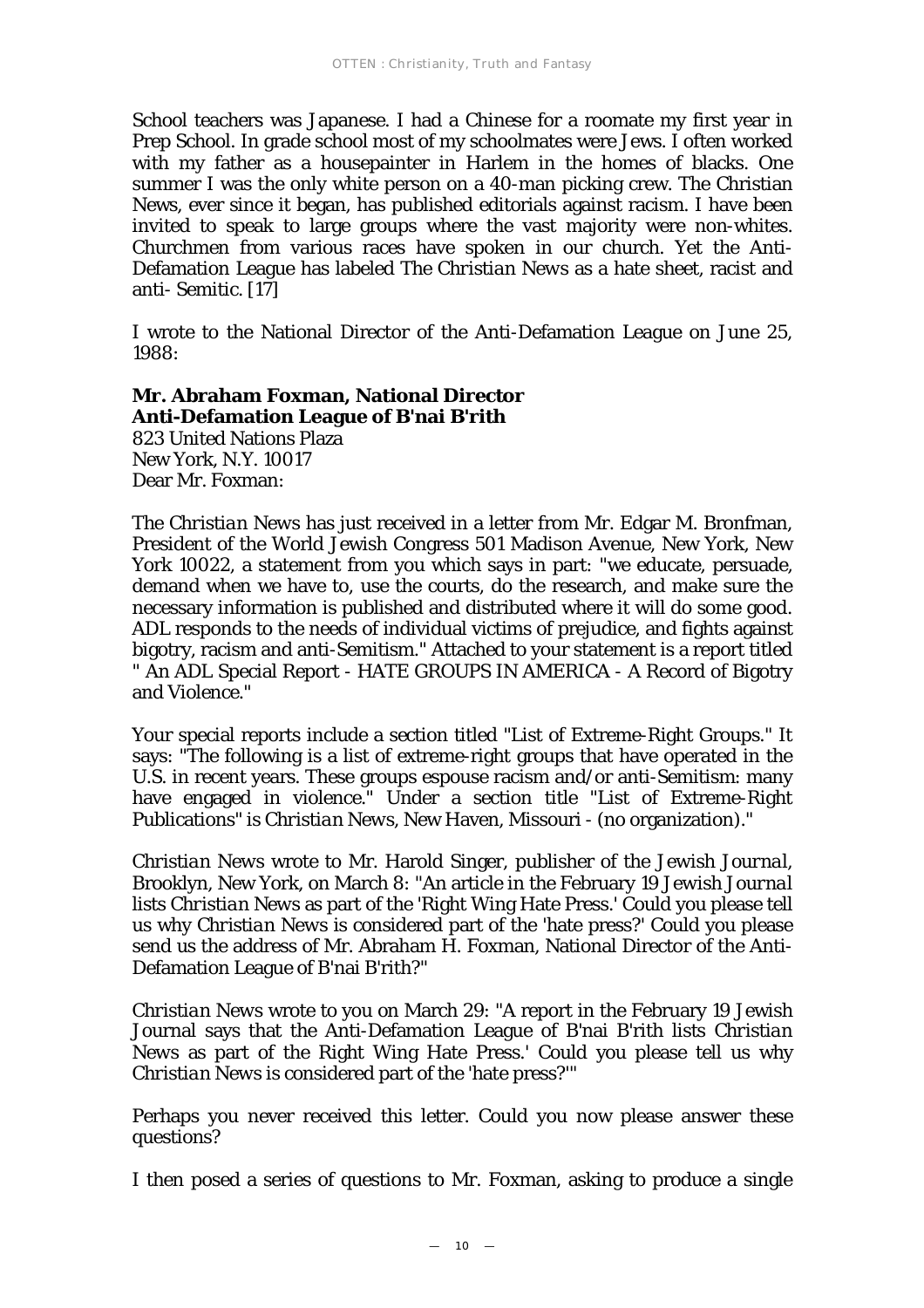School teachers was Japanese. I had a Chinese for a roomate my first year in Prep School. In grade school most of my schoolmates were Jews. I often worked with my father as a housepainter in Harlem in the homes of blacks. One summer I was the only white person on a 40-man picking crew. The Christian News, ever since it began, has published editorials against racism. I have been invited to speak to large groups where the vast majority were non-whites. Churchmen from various races have spoken in our church. Yet the Anti-Defamation League has labeled The *Christian News* as a hate sheet, racist and anti- Semitic. [17]

I wrote to the National Director of the Anti-Defamation League on June 25, 1988:

**Mr. Abraham Foxman, National Director**
**Anti-Defamation League of B'nai B'rith**
823 United Nations Plaza
New York, N.Y. 10017
Dear Mr. Foxman:

The *Christian News* has just received in a letter from Mr. Edgar M. Bronfman, President of the World Jewish Congress 501 Madison Avenue, New York, New York 10022, a statement from you which says in part: "we educate, persuade, demand when we have to, use the courts, do the research, and make sure the necessary information is published and distributed where it will do some good. ADL responds to the needs of individual victims of prejudice, and fights against bigotry, racism and anti-Semitism." Attached to your statement is a report titled " An ADL Special Report - HATE GROUPS IN AMERICA - A Record of Bigotry and Violence."

Your special reports include a section titled "List of Extreme-Right Groups." It says: "The following is a list of extreme-right groups that have operated in the U.S. in recent years. These groups espouse racism and/or anti-Semitism: many have engaged in violence." Under a section title "List of Extreme-Right Publications" is *Christian News*, New Haven, Missouri - (no organization)."

*Christian News* wrote to Mr. Harold Singer, publisher of the *Jewish Journal*, Brooklyn, New York, on March 8: "An article in the February 19 *Jewish Journal* lists *Christian News* as part of the 'Right Wing Hate Press.' Could you please tell us why *Christian News* is considered part of the 'hate press?' Could you please send us the address of Mr. Abraham H. Foxman, National Director of the Anti-Defamation League of B'nai B'rith?"

*Christian News* wrote to you on March 29: "A report in the February 19 Jewish Journal says that the Anti-Defamation League of B'nai B'rith lists *Christian News* as part of the Right Wing Hate Press.' Could you please tell us why *Christian News* is considered part of the 'hate press?'"

Perhaps you never received this letter. Could you now please answer these questions?

I then posed a series of questions to Mr. Foxman, asking to produce a single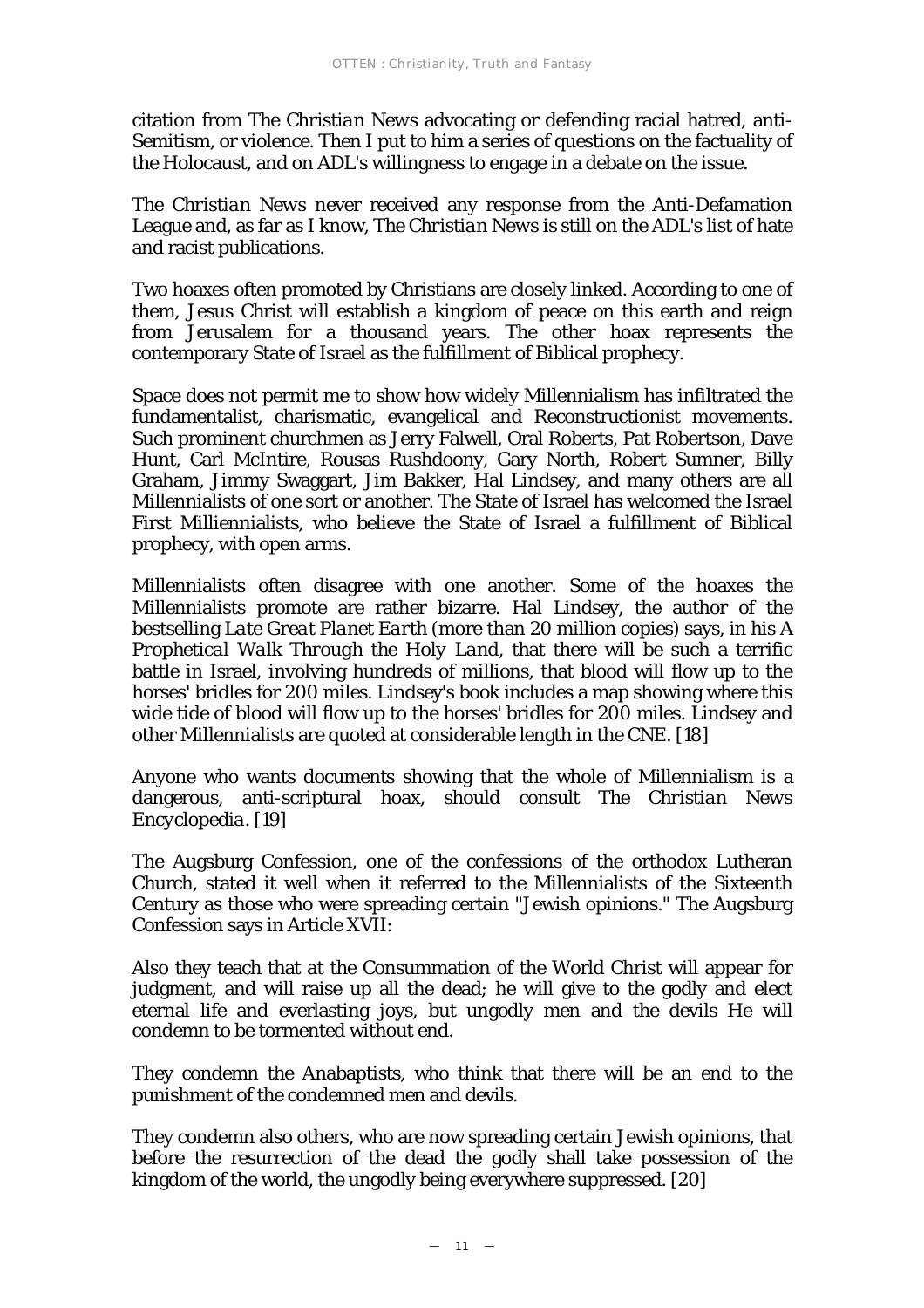citation from *The Christian News* advocating or defending racial hatred, anti-Semitism, or violence. Then I put to him a series of questions on the factuality of the Holocaust, and on ADL's willingness to engage in a debate on the issue.

*The Christian News* never received any response from the Anti-Defamation League and, as far as I know, *The Christian News* is still on the ADL's list of hate and racist publications.

Two hoaxes often promoted by Christians are closely linked. According to one of them, Jesus Christ will establish a kingdom of peace on this earth and reign from Jerusalem for a thousand years. The other hoax represents the contemporary State of Israel as the fulfillment of Biblical prophecy.

Space does not permit me to show how widely Millennialism has infiltrated the fundamentalist, charismatic, evangelical and Reconstructionist movements. Such prominent churchmen as Jerry Falwell, Oral Roberts, Pat Robertson, Dave Hunt, Carl McIntire, Rousas Rushdoony, Gary North, Robert Sumner, Billy Graham, Jimmy Swaggart, Jim Bakker, Hal Lindsey, and many others are all Millennialists of one sort or another. The State of Israel has welcomed the Israel First Milliennialists, who believe the State of Israel a fulfillment of Biblical prophecy, with open arms.

Millennialists often disagree with one another. Some of the hoaxes the Millennialists promote are rather bizarre. Hal Lindsey, the author of the bestselling *Late Great Planet Earth* (more than 20 million copies) says, in his *A Prophetical Walk Through the Holy Land*, that there will be such a terrific battle in Israel, involving hundreds of millions, that blood will flow up to the horses' bridles for 200 miles. Lindsey's book includes a map showing where this wide tide of blood will flow up to the horses' bridles for 200 miles. Lindsey and other Millennialists are quoted at considerable length in the CNE. [18]

Anyone who wants documents showing that the whole of Millennialism is a dangerous, anti-scriptural hoax, should consult *The Christian News Encyclopedia*. [19]

The Augsburg Confession, one of the confessions of the orthodox Lutheran Church, stated it well when it referred to the Millennialists of the Sixteenth Century as those who were spreading certain "Jewish opinions." The Augsburg Confession says in Article XVII:

Also they teach that at the Consummation of the World Christ will appear for judgment, and will raise up all the dead; he will give to the godly and elect eternal life and everlasting joys, but ungodly men and the devils He will condemn to be tormented without end.

They condemn the Anabaptists, who think that there will be an end to the punishment of the condemned men and devils.

They condemn also others, who are now spreading certain Jewish opinions, that before the resurrection of the dead the godly shall take possession of the kingdom of the world, the ungodly being everywhere suppressed. [20]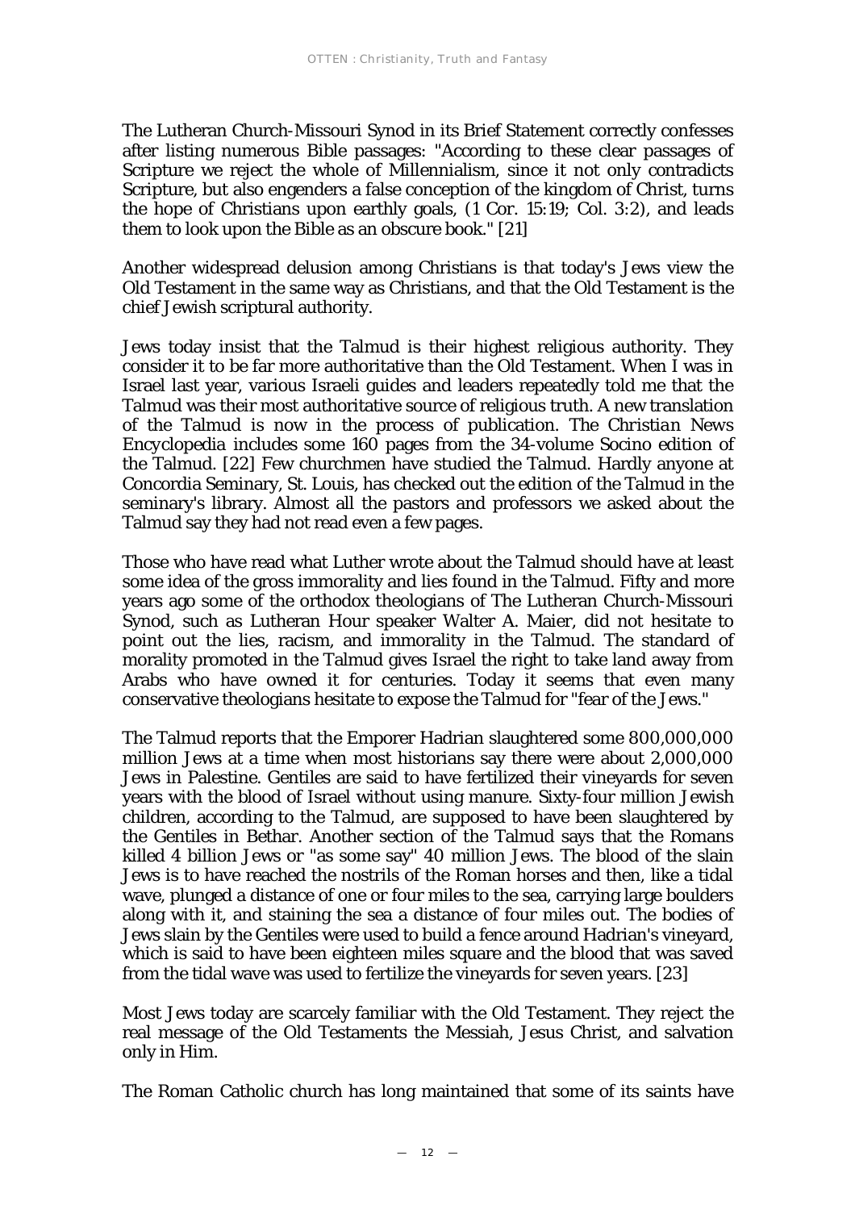The Lutheran Church-Missouri Synod in its Brief Statement correctly confesses after listing numerous Bible passages: "According to these clear passages of Scripture we reject the whole of Millennialism, since it not only contradicts Scripture, but also engenders a false conception of the kingdom of Christ, turns the hope of Christians upon earthly goals, (1 Cor. 15:19; Col. 3:2), and leads them to look upon the Bible as an obscure book." [21]

Another widespread delusion among Christians is that today's Jews view the Old Testament in the same way as Christians, and that the Old Testament is the chief Jewish scriptural authority.

Jews today insist that the Talmud is their highest religious authority. They consider it to be far more authoritative than the Old Testament. When I was in Israel last year, various Israeli guides and leaders repeatedly told me that the Talmud was their most authoritative source of religious truth. A new translation of the Talmud is now in the process of publication. The *Christian News Encyclopedia* includes some 160 pages from the 34-volume Socino edition of the Talmud. [22] Few churchmen have studied the Talmud. Hardly anyone at Concordia Seminary, St. Louis, has checked out the edition of the Talmud in the seminary's library. Almost all the pastors and professors we asked about the Talmud say they had not read even a few pages.

Those who have read what Luther wrote about the Talmud should have at least some idea of the gross immorality and lies found in the Talmud. Fifty and more years ago some of the orthodox theologians of The Lutheran Church-Missouri Synod, such as Lutheran Hour speaker Walter A. Maier, did not hesitate to point out the lies, racism, and immorality in the Talmud. The standard of morality promoted in the Talmud gives Israel the right to take land away from Arabs who have owned it for centuries. Today it seems that even many conservative theologians hesitate to expose the Talmud for "fear of the Jews."

The Talmud reports that the Emporer Hadrian slaughtered some 800,000,000 million Jews at a time when most historians say there were about 2,000,000 Jews in Palestine. Gentiles are said to have fertilized their vineyards for seven years with the blood of Israel without using manure. Sixty-four million Jewish children, according to the Talmud, are supposed to have been slaughtered by the Gentiles in Bethar. Another section of the Talmud says that the Romans killed 4 billion Jews or "as some say" 40 million Jews. The blood of the slain Jews is to have reached the nostrils of the Roman horses and then, like a tidal wave, plunged a distance of one or four miles to the sea, carrying large boulders along with it, and staining the sea a distance of four miles out. The bodies of Jews slain by the Gentiles were used to build a fence around Hadrian's vineyard, which is said to have been eighteen miles square and the blood that was saved from the tidal wave was used to fertilize the vineyards for seven years. [23]

Most Jews today are scarcely familiar with the Old Testament. They reject the real message of the Old Testaments the Messiah, Jesus Christ, and salvation only in Him.

The Roman Catholic church has long maintained that some of its saints have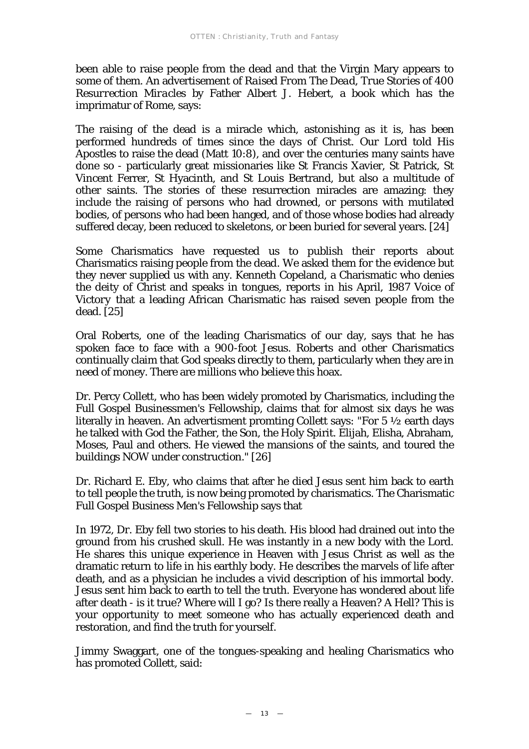been able to raise people from the dead and that the Virgin Mary appears to some of them. An advertisement of *Raised From The Dead, True Stories of 400 Resurrection Miracles* by Father Albert J. Hebert, a book which has the imprimatur of Rome, says:

The raising of the dead is a miracle which, astonishing as it is, has been performed hundreds of times since the days of Christ. Our Lord told His Apostles to raise the dead (Matt 10:8), and over the centuries many saints have done so - particularly great missionaries like St Francis Xavier, St Patrick, St Vincent Ferrer, St Hyacinth, and St Louis Bertrand, but also a multitude of other saints. The stories of these resurrection miracles are amazing: they include the raising of persons who had drowned, or persons with mutilated bodies, of persons who had been hanged, and of those whose bodies had already suffered decay, been reduced to skeletons, or been buried for several years. [24]

Some Charismatics have requested us to publish their reports about Charismatics raising people from the dead. We asked them for the evidence but they never supplied us with any. Kenneth Copeland, a Charismatic who denies the deity of Christ and speaks in tongues, reports in his April, 1987 Voice of Victory that a leading African Charismatic has raised seven people from the dead. [25]

Oral Roberts, one of the leading Charismatics of our day, says that he has spoken face to face with a 900-foot Jesus. Roberts and other Charismatics continually claim that God speaks directly to them, particularly when they are in need of money. There are millions who believe this hoax.

Dr. Percy Collett, who has been widely promoted by Charismatics, including the Full Gospel Businessmen's Fellowship, claims that for almost six days he was literally in heaven. An advertisment promting Collett says: "For 5 ½ earth days he talked with God the Father, the Son, the Holy Spirit. Elijah, Elisha, Abraham, Moses, Paul and others. He viewed the mansions of the saints, and toured the buildings NOW under construction." [26]

Dr. Richard E. Eby, who claims that after he died Jesus sent him back to earth to tell people the truth, is now being promoted by charismatics. The Charismatic Full Gospel Business Men's Fellowship says that

In 1972, Dr. Eby fell two stories to his death. His blood had drained out into the ground from his crushed skull. He was instantly in a new body with the Lord. He shares this unique experience in Heaven with Jesus Christ as well as the dramatic return to life in his earthly body. He describes the marvels of life after death, and as a physician he includes a vivid description of his immortal body. Jesus sent him back to earth to tell the truth. Everyone has wondered about life after death - is it true? Where will I go? Is there really a Heaven? A Hell? This is your opportunity to meet someone who has actually experienced death and restoration, and find the truth for yourself.

Jimmy Swaggart, one of the tongues-speaking and healing Charismatics who has promoted Collett, said: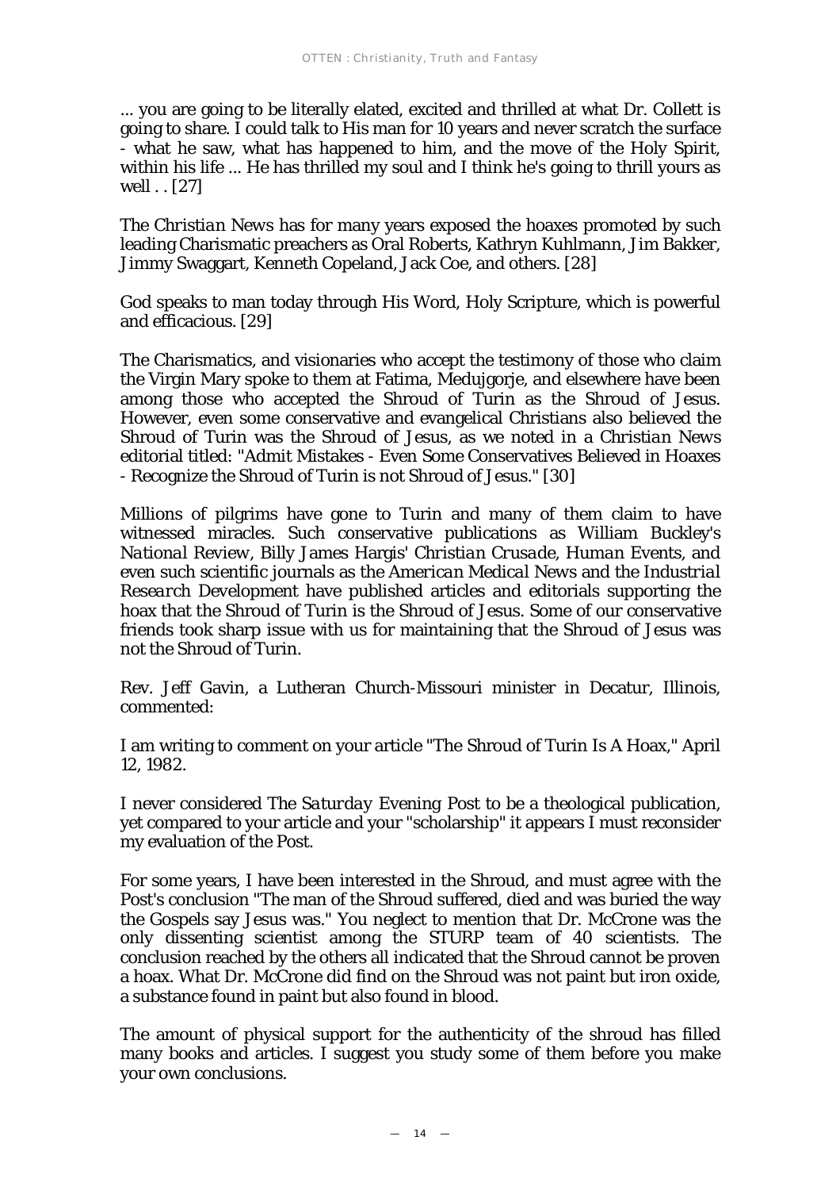... you are going to be literally elated, excited and thrilled at what Dr. Collett is going to share. I could talk to His man for 10 years and never scratch the surface - what he saw, what has happened to him, and the move of the Holy Spirit, within his life ... He has thrilled my soul and I think he's going to thrill yours as well . . [27]

The *Christian News* has for many years exposed the hoaxes promoted by such leading Charismatic preachers as Oral Roberts, Kathryn Kuhlmann, Jim Bakker, Jimmy Swaggart, Kenneth Copeland, Jack Coe, and others. [28]

God speaks to man today through His Word, Holy Scripture, which is powerful and efficacious. [29]

The Charismatics, and visionaries who accept the testimony of those who claim the Virgin Mary spoke to them at Fatima, Medujgorje, and elsewhere have been among those who accepted the Shroud of Turin as the Shroud of Jesus. However, even some conservative and evangelical Christians also believed the Shroud of Turin was the Shroud of Jesus, as we noted in a *Christian News* editorial titled: "Admit Mistakes - Even Some Conservatives Believed in Hoaxes - Recognize the Shroud of Turin is not Shroud of Jesus." [30]

Millions of pilgrims have gone to Turin and many of them claim to have witnessed miracles. Such conservative publications as William Buckley's *National Review*, Billy James Hargis' *Christian Crusade*, *Human Events*, and even such scientific journals as the *American Medical News* and the *Industrial Research Development* have published articles and editorials supporting the hoax that the Shroud of Turin is the Shroud of Jesus. Some of our conservative friends took sharp issue with us for maintaining that the Shroud of Jesus was not the Shroud of Turin.

Rev. Jeff Gavin, a Lutheran Church-Missouri minister in Decatur, Illinois, commented:

I am writing to comment on your article "The Shroud of Turin Is A Hoax," April 12, 1982.

I never considered *The Saturday Evening Post* to be a theological publication, yet compared to your article and your "scholarship" it appears I must reconsider my evaluation of the Post.

For some years, I have been interested in the Shroud, and must agree with the Post's conclusion "The man of the Shroud suffered, died and was buried the way the Gospels say Jesus was." You neglect to mention that Dr. McCrone was the only dissenting scientist among the STURP team of 40 scientists. The conclusion reached by the others all indicated that the Shroud cannot be proven a hoax. What Dr. McCrone did find on the Shroud was not paint but iron oxide, a substance found in paint but also found in blood.

The amount of physical support for the authenticity of the shroud has filled many books and articles. I suggest you study some of them before you make your own conclusions.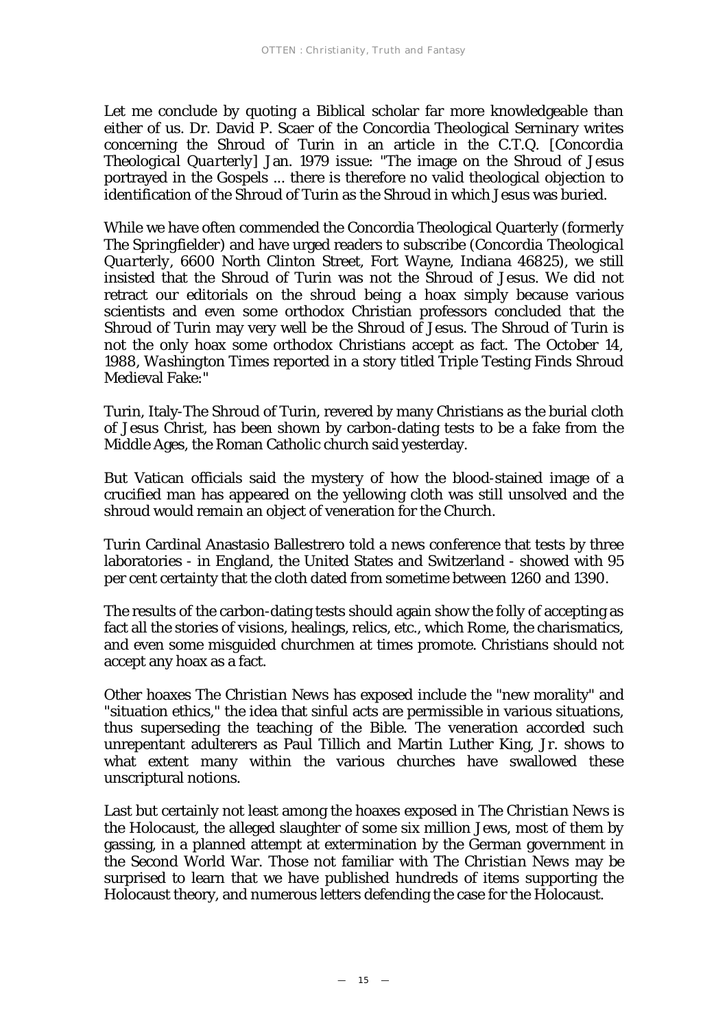Let me conclude by quoting a Biblical scholar far more knowledgeable than either of us. Dr. David P. Scaer of the Concordia Theological Serninary writes concerning the Shroud of Turin in an article in the C.T.Q. [*Concordia Theological Quarterly*] Jan. 1979 issue: "The image on the Shroud of Jesus portrayed in the Gospels ... there is therefore no valid theological objection to identification of the Shroud of Turin as the Shroud in which Jesus was buried.

While we have often commended the Concordia Theological Quarterly (formerly The Springfielder) and have urged readers to subscribe (*Concordia Theological Quarterly*, 6600 North Clinton Street, Fort Wayne, Indiana 46825), we still insisted that the Shroud of Turin was not the Shroud of Jesus. We did not retract our editorials on the shroud being a hoax simply because various scientists and even some orthodox Christian professors concluded that the Shroud of Turin may very well be the Shroud of Jesus. The Shroud of Turin is not the only hoax some orthodox Christians accept as fact. The October 14, 1988, *Washington Times* reported in a story titled Triple Testing Finds Shroud Medieval Fake:"

Turin, Italy-The Shroud of Turin, revered by many Christians as the burial cloth of Jesus Christ, has been shown by carbon-dating tests to be a fake from the Middle Ages, the Roman Catholic church said yesterday.

But Vatican officials said the mystery of how the blood-stained image of a crucified man has appeared on the yellowing cloth was still unsolved and the shroud would remain an object of veneration for the Church.

Turin Cardinal Anastasio Ballestrero told a news conference that tests by three laboratories - in England, the United States and Switzerland - showed with 95 per cent certainty that the cloth dated from sometime between 1260 and 1390.

The results of the carbon-dating tests should again show the folly of accepting as fact all the stories of visions, healings, relics, etc., which Rome, the charismatics, and even some misguided churchmen at times promote. Christians should not accept any hoax as a fact.

Other hoaxes *The Christian News* has exposed include the "new morality" and "situation ethics," the idea that sinful acts are permissible in various situations, thus superseding the teaching of the Bible. The veneration accorded such unrepentant adulterers as Paul Tillich and Martin Luther King, Jr. shows to what extent many within the various churches have swallowed these unscriptural notions.

Last but certainly not least among the hoaxes exposed in *The Christian News* is the Holocaust, the alleged slaughter of some six million Jews, most of them by gassing, in a planned attempt at extermination by the German government in the Second World War. Those not familiar with *The Christian News* may be surprised to learn that we have published hundreds of items supporting the Holocaust theory, and numerous letters defending the case for the Holocaust.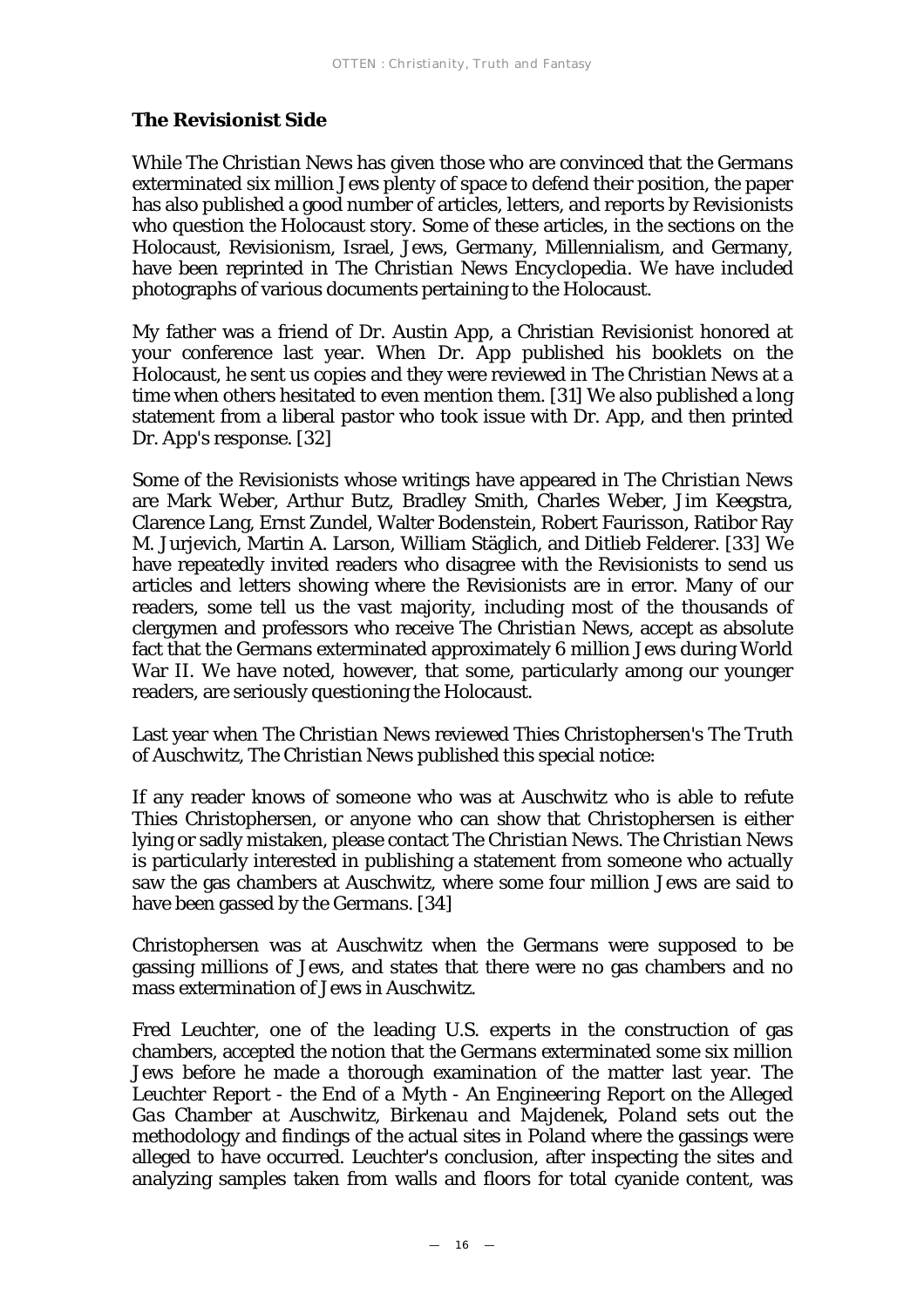### The Revisionist Side

While *The Christian News* has given those who are convinced that the Germans exterminated six million Jews plenty of space to defend their position, the paper has also published a good number of articles, letters, and reports by Revisionists who question the Holocaust story. Some of these articles, in the sections on the Holocaust, Revisionism, Israel, Jews, Germany, Millennialism, and Germany, have been reprinted in *The Christian News Encyclopedia*. We have included photographs of various documents pertaining to the Holocaust.

My father was a friend of Dr. Austin App, a Christian Revisionist honored at your conference last year. When Dr. App published his booklets on the Holocaust, he sent us copies and they were reviewed in *The Christian News* at a time when others hesitated to even mention them. [31] We also published a long statement from a liberal pastor who took issue with Dr. App, and then printed Dr. App's response. [32]

Some of the Revisionists whose writings have appeared in *The Christian News* are Mark Weber, Arthur Butz, Bradley Smith, Charles Weber, Jim Keegstra, Clarence Lang, Ernst Zundel, Walter Bodenstein, Robert Faurisson, Ratibor Ray M. Jurjevich, Martin A. Larson, William Stäglich, and Ditlieb Felderer. [33] We have repeatedly invited readers who disagree with the Revisionists to send us articles and letters showing where the Revisionists are in error. Many of our readers, some tell us the vast majority, including most of the thousands of clergymen and professors who receive *The Christian News*, accept as absolute fact that the Germans exterminated approximately 6 million Jews during World War II. We have noted, however, that some, particularly among our younger readers, are seriously questioning the Holocaust.

Last year when *The Christian News* reviewed Thies Christophersen's *The Truth of Auschwitz*, *The Christian News* published this special notice:

If any reader knows of someone who was at Auschwitz who is able to refute Thies Christophersen, or anyone who can show that Christophersen is either lying or sadly mistaken, please contact *The Christian News*. *The Christian News* is particularly interested in publishing a statement from someone who actually saw the gas chambers at Auschwitz, where some four million Jews are said to have been gassed by the Germans. [34]

Christophersen was at Auschwitz when the Germans were supposed to be gassing millions of Jews, and states that there were no gas chambers and no mass extermination of Jews in Auschwitz.

Fred Leuchter, one of the leading U.S. experts in the construction of gas chambers, accepted the notion that the Germans exterminated some six million Jews before he made a thorough examination of the matter last year. *The Leuchter Report - the End of a Myth - An Engineering Report on the Alleged Gas Chamber at Auschwitz, Birkenau and Majdenek, Poland* sets out the methodology and findings of the actual sites in Poland where the gassings were alleged to have occurred. Leuchter's conclusion, after inspecting the sites and analyzing samples taken from walls and floors for total cyanide content, was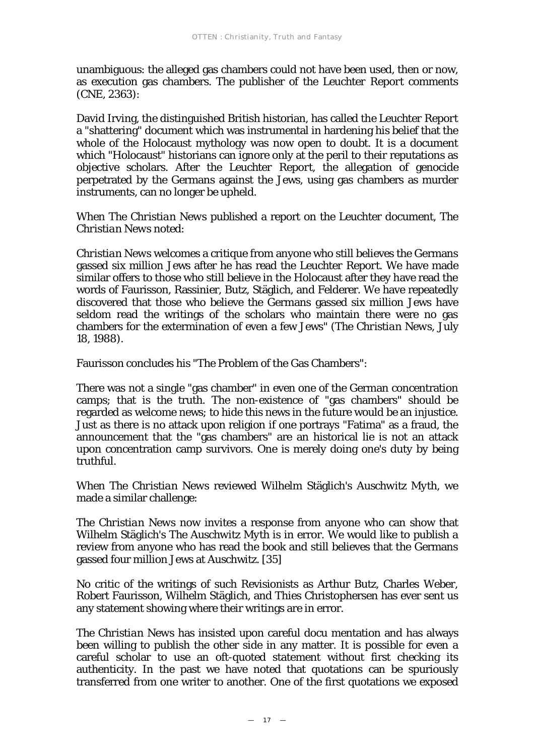unambiguous: the alleged gas chambers could not have been used, then or now, as execution gas chambers. The publisher of the Leuchter Report comments (CNE, 2363):

David Irving, the distinguished British historian, has called the Leuchter Report a "shattering" document which was instrumental in hardening his belief that the whole of the Holocaust mythology was now open to doubt. It is a document which "Holocaust" historians can ignore only at the peril to their reputations as objective scholars. After the Leuchter Report, the allegation of genocide perpetrated by the Germans against the Jews, using gas chambers as murder instruments, can no longer be upheld.

When *The Christian News* published a report on the Leuchter document, *The Christian News* noted:

*Christian News* welcomes a critique from anyone who still believes the Germans gassed six million Jews after he has read the Leuchter Report. We have made similar offers to those who still believe in the Holocaust after they have read the words of Faurisson, Rassinier, Butz, Stäglich, and Felderer. We have repeatedly discovered that those who believe the Germans gassed six million Jews have seldom read the writings of the scholars who maintain there were no gas chambers for the extermination of even a few Jews" (*The Christian News*, July 18, 1988).

Faurisson concludes his "The Problem of the Gas Chambers":

There was not a single "gas chamber" in even one of the German concentration camps; that is the truth. The non-existence of "gas chambers" should be regarded as welcome news; to hide this news in the future would be an injustice. Just as there is no attack upon religion if one portrays "Fatima" as a fraud, the announcement that the "gas chambers" are an historical lie is not an attack upon concentration camp survivors. One is merely doing one's duty by being truthful.

When *The Christian News* reviewed Wilhelm Stäglich's *Auschwitz Myth*, we made a similar challenge:

*The Christian News* now invites a response from anyone who can show that Wilhelm Stäglich's *The Auschwitz Myth* is in error. We would like to publish a review from anyone who has read the book and still believes that the Germans gassed four million Jews at Auschwitz. [35]

No critic of the writings of such Revisionists as Arthur Butz, Charles Weber, Robert Faurisson, Wilhelm Stäglich, and Thies Christophersen has ever sent us any statement showing where their writings are in error.

*The Christian News* has insisted upon careful docu mentation and has always been willing to publish the other side in any matter. It is possible for even a careful scholar to use an oft-quoted statement without first checking its authenticity. In the past we have noted that quotations can be spuriously transferred from one writer to another. One of the first quotations we exposed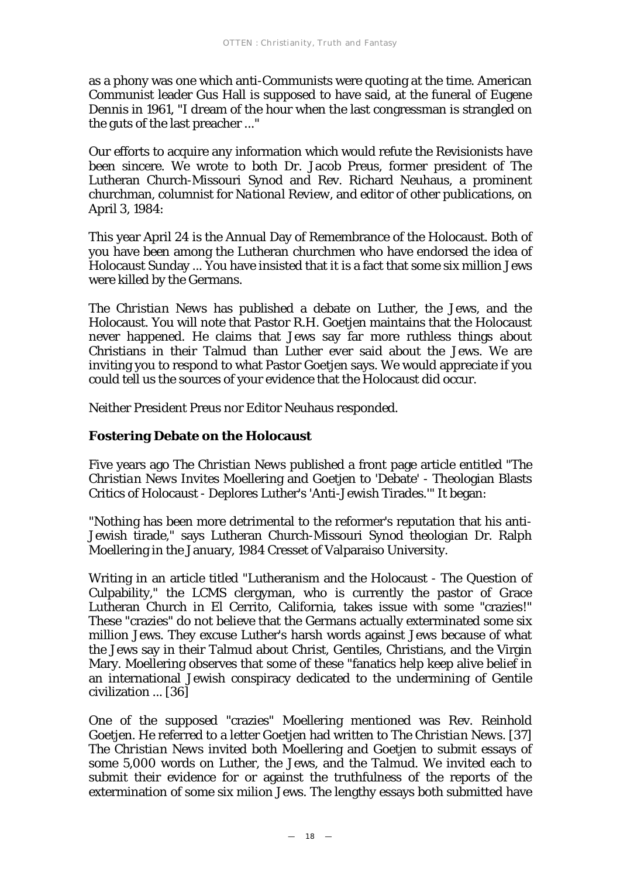as a phony was one which anti-Communists were quoting at the time. American Communist leader Gus Hall is supposed to have said, at the funeral of Eugene Dennis in 1961, "I dream of the hour when the last congressman is strangled on the guts of the last preacher ..."

Our efforts to acquire any information which would refute the Revisionists have been sincere. We wrote to both Dr. Jacob Preus, former president of The Lutheran Church-Missouri Synod and Rev. Richard Neuhaus, a prominent churchman, columnist for *National Review*, and editor of other publications, on April 3, 1984:

This year April 24 is the Annual Day of Remembrance of the Holocaust. Both of you have been among the Lutheran churchmen who have endorsed the idea of Holocaust Sunday ... You have insisted that it is a fact that some six million Jews were killed by the Germans.

The *Christian News* has published a debate on Luther, the Jews, and the Holocaust. You will note that Pastor R.H. Goetjen maintains that the Holocaust never happened. He claims that Jews say far more ruthless things about Christians in their Talmud than Luther ever said about the Jews. We are inviting you to respond to what Pastor Goetjen says. We would appreciate if you could tell us the sources of your evidence that the Holocaust did occur.

Neither President Preus nor Editor Neuhaus responded.

## Fostering Debate on the Holocaust

Five years ago *The Christian News* published a front page article entitled "The *Christian News* Invites Moellering and Goetjen to 'Debate' - Theologian Blasts Critics of Holocaust - Deplores Luther's 'Anti-Jewish Tirades.'" It began:

"Nothing has been more detrimental to the reformer's reputation that his anti-Jewish tirade," says Lutheran Church-Missouri Synod theologian Dr. Ralph Moellering in the January, 1984 Cresset of Valparaiso University.

Writing in an article titled "Lutheranism and the Holocaust - The Question of Culpability," the LCMS clergyman, who is currently the pastor of Grace Lutheran Church in El Cerrito, California, takes issue with some "crazies!" These "crazies" do not believe that the Germans actually exterminated some six million Jews. They excuse Luther's harsh words against Jews because of what the Jews say in their Talmud about Christ, Gentiles, Christians, and the Virgin Mary. Moellering observes that some of these "fanatics help keep alive belief in an international Jewish conspiracy dedicated to the undermining of Gentile civilization ... [36]

One of the supposed "crazies" Moellering mentioned was Rev. Reinhold Goetjen. He referred to a letter Goetjen had written to *The Christian News*. [37] *The Christian News* invited both Moellering and Goetjen to submit essays of some 5,000 words on Luther, the Jews, and the Talmud. We invited each to submit their evidence for or against the truthfulness of the reports of the extermination of some six milion Jews. The lengthy essays both submitted have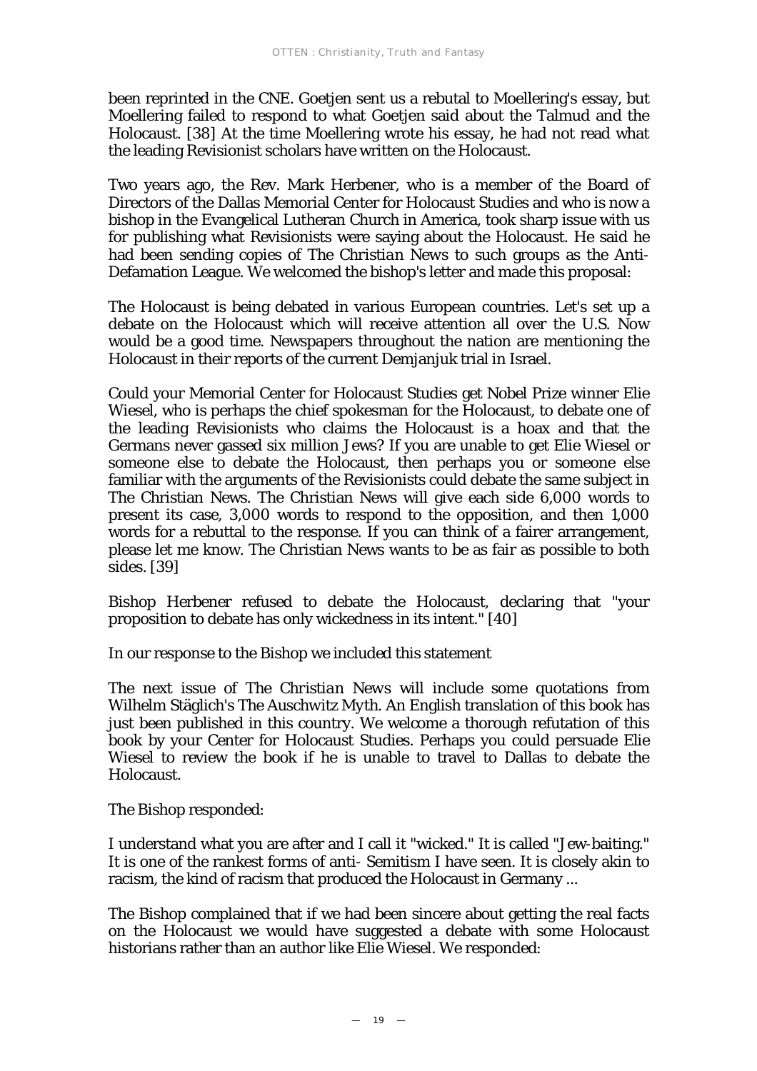been reprinted in the CNE. Goetjen sent us a rebutal to Moellering's essay, but Moellering failed to respond to what Goetjen said about the Talmud and the Holocaust. [38] At the time Moellering wrote his essay, he had not read what the leading Revisionist scholars have written on the Holocaust.

Two years ago, the Rev. Mark Herbener, who is a member of the Board of Directors of the Dallas Memorial Center for Holocaust Studies and who is now a bishop in the Evangelical Lutheran Church in America, took sharp issue with us for publishing what Revisionists were saying about the Holocaust. He said he had been sending copies of *The Christian News* to such groups as the Anti-Defamation League. We welcomed the bishop's letter and made this proposal:

The Holocaust is being debated in various European countries. Let's set up a debate on the Holocaust which will receive attention all over the U.S. Now would be a good time. Newspapers throughout the nation are mentioning the Holocaust in their reports of the current Demjanjuk trial in Israel.

Could your Memorial Center for Holocaust Studies get Nobel Prize winner Elie Wiesel, who is perhaps the chief spokesman for the Holocaust, to debate one of the leading Revisionists who claims the Holocaust is a hoax and that the Germans never gassed six million Jews? If you are unable to get Elie Wiesel or someone else to debate the Holocaust, then perhaps you or someone else familiar with the arguments of the Revisionists could debate the same subject in The Christian News. The Christian News will give each side 6,000 words to present its case, 3,000 words to respond to the opposition, and then 1,000 words for a rebuttal to the response. If you can think of a fairer arrangement, please let me know. The Christian News wants to be as fair as possible to both sides. [39]

Bishop Herbener refused to debate the Holocaust, declaring that "your proposition to debate has only wickedness in its intent." [40]

In our response to the Bishop we included this statement

The next issue of *The Christian News* will include some quotations from Wilhelm Stäglich's The Auschwitz Myth. An English translation of this book has just been published in this country. We welcome a thorough refutation of this book by your Center for Holocaust Studies. Perhaps you could persuade Elie Wiesel to review the book if he is unable to travel to Dallas to debate the Holocaust.

The Bishop responded:

I understand what you are after and I call it "wicked." It is called "Jew-baiting." It is one of the rankest forms of anti- Semitism I have seen. It is closely akin to racism, the kind of racism that produced the Holocaust in Germany ...

The Bishop complained that if we had been sincere about getting the real facts on the Holocaust we would have suggested a debate with some Holocaust historians rather than an author like Elie Wiesel. We responded: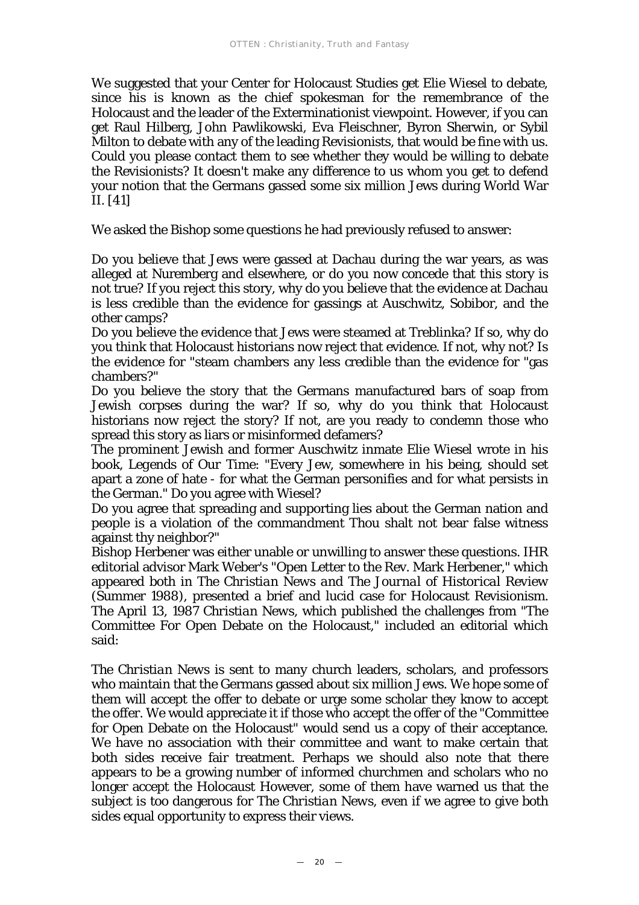We suggested that your Center for Holocaust Studies get Elie Wiesel to debate, since his is known as the chief spokesman for the remembrance of the Holocaust and the leader of the Exterminationist viewpoint. However, if you can get Raul Hilberg, John Pawlikowski, Eva Fleischner, Byron Sherwin, or Sybil Milton to debate with any of the leading Revisionists, that would be fine with us. Could you please contact them to see whether they would be willing to debate the Revisionists? It doesn't make any difference to us whom you get to defend your notion that the Germans gassed some six million Jews during World War II. [41]

We asked the Bishop some questions he had previously refused to answer:

Do you believe that Jews were gassed at Dachau during the war years, as was alleged at Nuremberg and elsewhere, or do you now concede that this story is not true? If you reject this story, why do you believe that the evidence at Dachau is less credible than the evidence for gassings at Auschwitz, Sobibor, and the other camps?
Do you believe the evidence that Jews were steamed at Treblinka? If so, why do you think that Holocaust historians now reject that evidence. If not, why not? Is the evidence for "steam chambers any less credible than the evidence for "gas chambers?"
Do you believe the story that the Germans manufactured bars of soap from Jewish corpses during the war? If so, why do you think that Holocaust historians now reject the story? If not, are you ready to condemn those who spread this story as liars or misinformed defamers?
The prominent Jewish and former Auschwitz inmate Elie Wiesel wrote in his book, Legends of Our Time: "Every Jew, somewhere in his being, should set apart a zone of hate - for what the German personifies and for what persists in the German." Do you agree with Wiesel?
Do you agree that spreading and supporting lies about the German nation and people is a violation of the commandment Thou shalt not bear false witness against thy neighbor?"
Bishop Herbener was either unable or unwilling to answer these questions. IHR editorial advisor Mark Weber's "Open Letter to the Rev. Mark Herbener," which appeared both in *The Christian News and The Journal of Historical Review* (Summer 1988), presented a brief and lucid case for Holocaust Revisionism. The April 13, 1987 *Christian News*, which published the challenges from "The Committee For Open Debate on the Holocaust," included an editorial which said:

*The Christian News* is sent to many church leaders, scholars, and professors who maintain that the Germans gassed about six million Jews. We hope some of them will accept the offer to debate or urge some scholar they know to accept the offer. We would appreciate it if those who accept the offer of the "Committee for Open Debate on the Holocaust" would send us a copy of their acceptance. We have no association with their committee and want to make certain that both sides receive fair treatment. Perhaps we should also note that there appears to be a growing number of informed churchmen and scholars who no longer accept the Holocaust However, some of them have warned us that the subject is too dangerous for *The Christian News*, even if we agree to give both sides equal opportunity to express their views.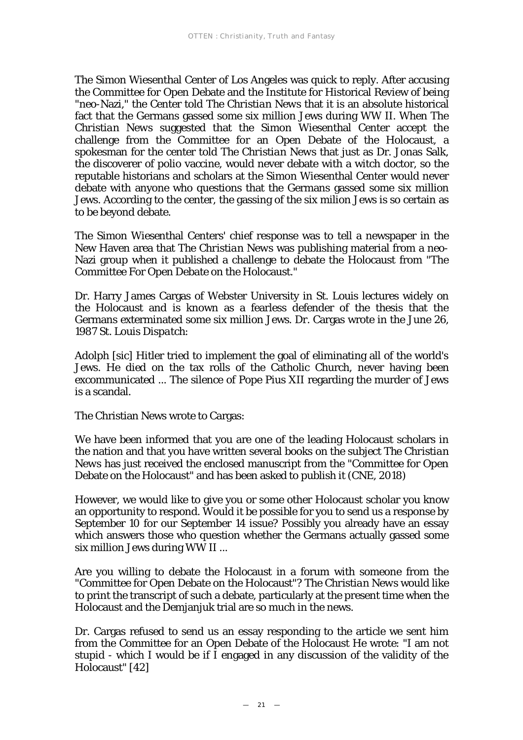The Simon Wiesenthal Center of Los Angeles was quick to reply. After accusing the Committee for Open Debate and the Institute for Historical Review of being "neo-Nazi," the Center told *The Christian News* that it is an absolute historical fact that the Germans gassed some six million Jews during WW II. When *The Christian News* suggested that the Simon Wiesenthal Center accept the challenge from the Committee for an Open Debate of the Holocaust, a spokesman for the center told *The Christian News* that just as Dr. Jonas Salk, the discoverer of polio vaccine, would never debate with a witch doctor, so the reputable historians and scholars at the Simon Wiesenthal Center would never debate with anyone who questions that the Germans gassed some six million Jews. According to the center, the gassing of the six milion Jews is so certain as to be beyond debate.

The Simon Wiesenthal Centers' chief response was to tell a newspaper in the New Haven area that *The Christian News* was publishing material from a neo-Nazi group when it published a challenge to debate the Holocaust from "The Committee For Open Debate on the Holocaust."

Dr. Harry James Cargas of Webster University in St. Louis lectures widely on the Holocaust and is known as a fearless defender of the thesis that the Germans exterminated some six million Jews. Dr. Cargas wrote in the June 26, 1987 *St. Louis Dispatch*:

Adolph [sic] Hitler tried to implement the goal of eliminating all of the world's Jews. He died on the tax rolls of the Catholic Church, never having been excommunicated ... The silence of Pope Pius XII regarding the murder of Jews is a scandal.

The Christian News wrote to Cargas:

We have been informed that you are one of the leading Holocaust scholars in the nation and that you have written several books on the subject *The Christian News* has just received the enclosed manuscript from the "Committee for Open Debate on the Holocaust" and has been asked to publish it (CNE, 2018)

However, we would like to give you or some other Holocaust scholar you know an opportunity to respond. Would it be possible for you to send us a response by September 10 for our September 14 issue? Possibly you already have an essay which answers those who question whether the Germans actually gassed some six million Jews during WW II ...

Are you willing to debate the Holocaust in a forum with someone from the "Committee for Open Debate on the Holocaust"? *The Christian News* would like to print the transcript of such a debate, particularly at the present time when the Holocaust and the Demjanjuk trial are so much in the news.

Dr. Cargas refused to send us an essay responding to the article we sent him from the Committee for an Open Debate of the Holocaust He wrote: "I am not stupid - which I would be if I engaged in any discussion of the validity of the Holocaust" [42]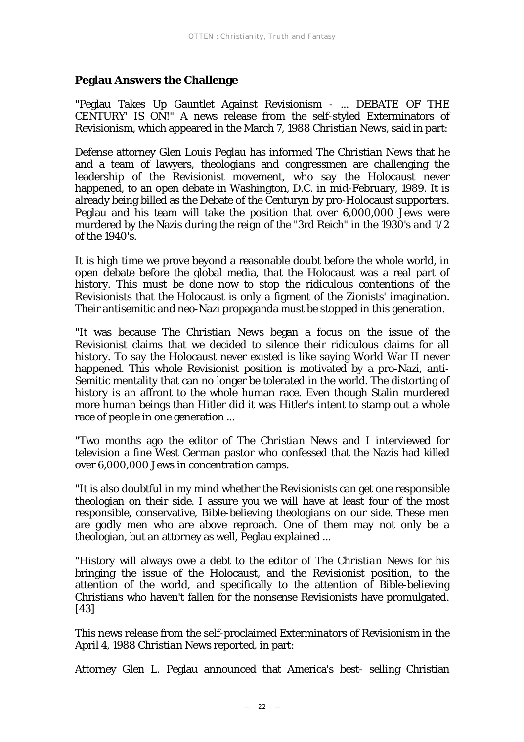### Peglau Answers the Challenge

"Peglau Takes Up Gauntlet Against Revisionism - ... DEBATE OF THE CENTURY' IS ON!" A news release from the self-styled Exterminators of Revisionism, which appeared in the March 7, 1988 *Christian News*, said in part:

Defense attorney Glen Louis Peglau has informed The *Christian News* that he and a team of lawyers, theologians and congressmen are challenging the leadership of the Revisionist movement, who say the Holocaust never happened, to an open debate in Washington, D.C. in mid-February, 1989. It is already being billed as the Debate of the Centuryn by pro-Holocaust supporters. Peglau and his team will take the position that over 6,000,000 Jews were murdered by the Nazis during the reign of the "3rd Reich" in the 1930's and 1/2 of the 1940's.

It is high time we prove beyond a reasonable doubt before the whole world, in open debate before the global media, that the Holocaust was a real part of history. This must be done now to stop the ridiculous contentions of the Revisionists that the Holocaust is only a figment of the Zionists' imagination. Their antisemitic and neo-Nazi propaganda must be stopped in this generation.

"It was because The *Christian News* began a focus on the issue of the Revisionist claims that we decided to silence their ridiculous claims for all history. To say the Holocaust never existed is like saying World War II never happened. This whole Revisionist position is motivated by a pro-Nazi, anti-Semitic mentality that can no longer be tolerated in the world. The distorting of history is an affront to the whole human race. Even though Stalin murdered more human beings than Hitler did it was Hitler's intent to stamp out a whole race of people in one generation ...

"Two months ago the editor of The *Christian News* and I interviewed for television a fine West German pastor who confessed that the Nazis had killed over 6,000,000 Jews in concentration camps.

"It is also doubtful in my mind whether the Revisionists can get one responsible theologian on their side. I assure you we will have at least four of the most responsible, conservative, Bible-believing theologians on our side. These men are godly men who are above reproach. One of them may not only be a theologian, but an attorney as well, Peglau explained ...

"History will always owe a debt to the editor of The *Christian News* for his bringing the issue of the Holocaust, and the Revisionist position, to the attention of the world, and specifically to the attention of Bible-believing Christians who haven't fallen for the nonsense Revisionists have promulgated. [43]

This news release from the self-proclaimed Exterminators of Revisionism in the April 4, 1988 *Christian News* reported, in part:

Attorney Glen L. Peglau announced that America's best- selling Christian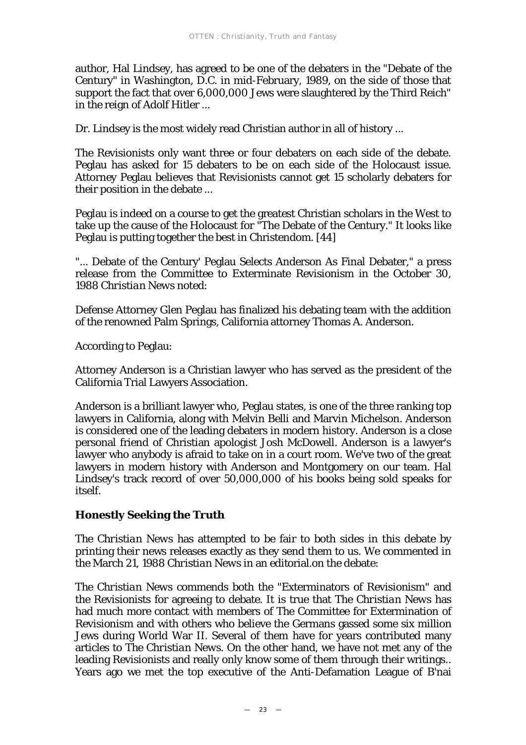author, Hal Lindsey, has agreed to be one of the debaters in the "Debate of the Century" in Washington, D.C. in mid-February, 1989, on the side of those that support the fact that over 6,000,000 Jews were slaughtered by the Third Reich" in the reign of Adolf Hitler ...

Dr. Lindsey is the most widely read Christian author in all of history ...

The Revisionists only want three or four debaters on each side of the debate. Peglau has asked for 15 debaters to be on each side of the Holocaust issue. Attorney Peglau believes that Revisionists cannot get 15 scholarly debaters for their position in the debate ...

Peglau is indeed on a course to get the greatest Christian scholars in the West to take up the cause of the Holocaust for "The Debate of the Century." It looks like Peglau is putting together the best in Christendom. [44]

"... Debate of the Century' Peglau Selects Anderson As Final Debater," a press release from the Committee to Exterminate Revisionism in the October 30, 1988 *Christian News* noted:

Defense Attorney Glen Peglau has finalized his debating team with the addition of the renowned Palm Springs, California attorney Thomas A. Anderson.

According to Peglau:

Attorney Anderson is a Christian lawyer who has served as the president of the California Trial Lawyers Association.

Anderson is a brilliant lawyer who, Peglau states, is one of the three ranking top lawyers in California, along with Melvin Belli and Marvin Michelson. Anderson is considered one of the leading debaters in modern history. Anderson is a close personal friend of Christian apologist Josh McDowell. Anderson is a lawyer's lawyer who anybody is afraid to take on in a court room. We've two of the great lawyers in modern history with Anderson and Montgomery on our team. Hal Lindsey's track record of over 50,000,000 of his books being sold speaks for itself.

### Honestly Seeking the Truth

The *Christian News* has attempted to be fair to both sides in this debate by printing their news releases exactly as they send them to us. We commented in the March 21, 1988 *Christian News* in an editorial.on the debate:

The *Christian News* commends both the "Exterminators of Revisionism" and the Revisionists for agreeing to debate. It is true that The *Christian News* has had much more contact with members of The Committee for Extermination of Revisionism and with others who believe the Germans gassed some six million Jews during World War II. Several of them have for years contributed many articles to The *Christian News*. On the other hand, we have not met any of the leading Revisionists and really only know some of them through their writings.. Years ago we met the top executive of the Anti-Defamation League of B'nai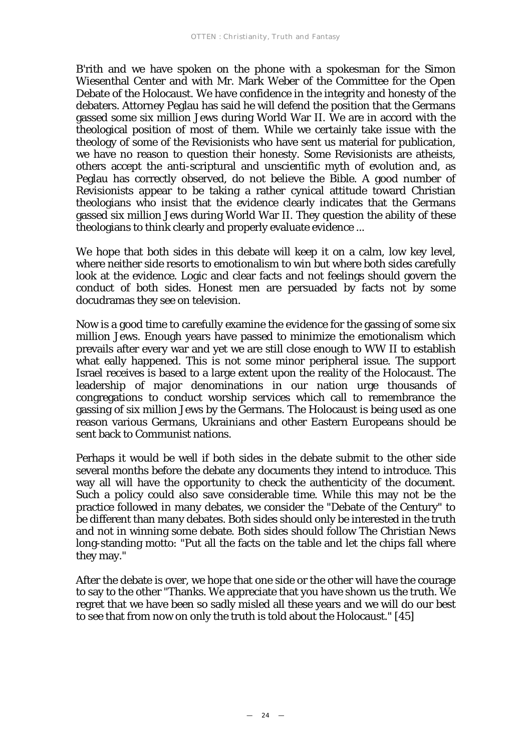B'rith and we have spoken on the phone with a spokesman for the Simon Wiesenthal Center and with Mr. Mark Weber of the Committee for the Open Debate of the Holocaust. We have confidence in the integrity and honesty of the debaters. Attorney Peglau has said he will defend the position that the Germans gassed some six million Jews during World War II. We are in accord with the theological position of most of them. While we certainly take issue with the theology of some of the Revisionists who have sent us material for publication, we have no reason to question their honesty. Some Revisionists are atheists, others accept the anti-scriptural and unscientific myth of evolution and, as Peglau has correctly observed, do not believe the Bible. A good number of Revisionists appear to be taking a rather cynical attitude toward Christian theologians who insist that the evidence clearly indicates that the Germans gassed six million Jews during World War II. They question the ability of these theologians to think clearly and properly evaluate evidence ...

We hope that both sides in this debate will keep it on a calm, low key level, where neither side resorts to emotionalism to win but where both sides carefully look at the evidence. Logic and clear facts and not feelings should govern the conduct of both sides. Honest men are persuaded by facts not by some docudramas they see on television.

Now is a good time to carefully examine the evidence for the gassing of some six million Jews. Enough years have passed to minimize the emotionalism which prevails after every war and yet we are still close enough to WW II to establish what eally happened. This is not some minor peripheral issue. The support Israel receives is based to a large extent upon the reality of the Holocaust. The leadership of major denominations in our nation urge thousands of congregations to conduct worship services which call to remembrance the gassing of six million Jews by the Germans. The Holocaust is being used as one reason various Germans, Ukrainians and other Eastern Europeans should be sent back to Communist nations.

Perhaps it would be well if both sides in the debate submit to the other side several months before the debate any documents they intend to introduce. This way all will have the opportunity to check the authenticity of the document. Such a policy could also save considerable time. While this may not be the practice followed in many debates, we consider the "Debate of the Century" to be different than many debates. Both sides should only be interested in the truth and not in winning some debate. Both sides should follow The *Christian News* long-standing motto: "Put all the facts on the table and let the chips fall where they may."

After the debate is over, we hope that one side or the other will have the courage to say to the other "Thanks. We appreciate that you have shown us the truth. We regret that we have been so sadly misled all these years and we will do our best to see that from now on only the truth is told about the Holocaust." [45]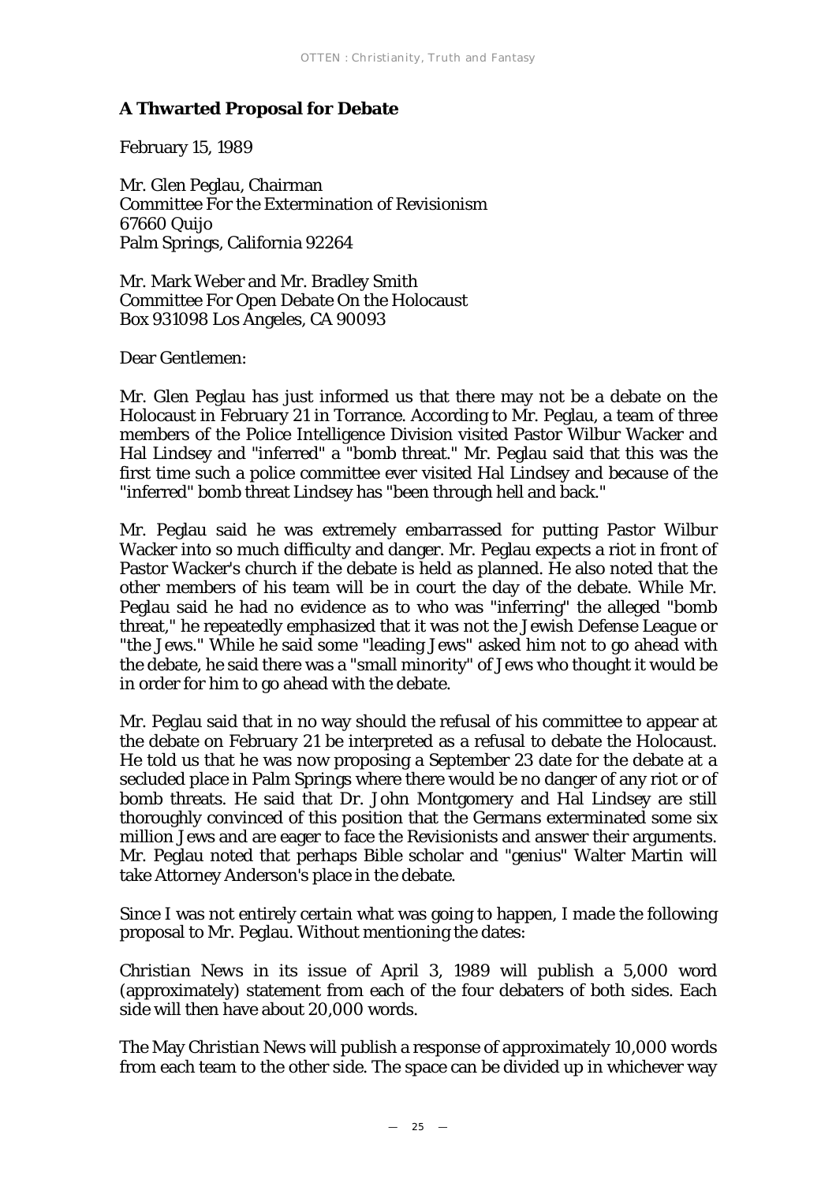## A Thwarted Proposal for Debate

February 15, 1989

Mr. Glen Peglau, Chairman
Committee For the Extermination of Revisionism
67660 Quijo
Palm Springs, California 92264

Mr. Mark Weber and Mr. Bradley Smith
Committee For Open Debate On the Holocaust
Box 931098 Los Angeles, CA 90093

Dear Gentlemen:

Mr. Glen Peglau has just informed us that there may not be a debate on the Holocaust in February 21 in Torrance. According to Mr. Peglau, a team of three members of the Police Intelligence Division visited Pastor Wilbur Wacker and Hal Lindsey and "inferred" a "bomb threat." Mr. Peglau said that this was the first time such a police committee ever visited Hal Lindsey and because of the "inferred" bomb threat Lindsey has "been through hell and back."

Mr. Peglau said he was extremely embarrassed for putting Pastor Wilbur Wacker into so much difficulty and danger. Mr. Peglau expects a riot in front of Pastor Wacker's church if the debate is held as planned. He also noted that the other members of his team will be in court the day of the debate. While Mr. Peglau said he had no evidence as to who was "inferring" the alleged "bomb threat," he repeatedly emphasized that it was not the Jewish Defense League or "the Jews." While he said some "leading Jews" asked him not to go ahead with the debate, he said there was a "small minority" of Jews who thought it would be in order for him to go ahead with the debate.

Mr. Peglau said that in no way should the refusal of his committee to appear at the debate on February 21 be interpreted as a refusal to debate the Holocaust. He told us that he was now proposing a September 23 date for the debate at a secluded place in Palm Springs where there would be no danger of any riot or of bomb threats. He said that Dr. John Montgomery and Hal Lindsey are still thoroughly convinced of this position that the Germans exterminated some six million Jews and are eager to face the Revisionists and answer their arguments. Mr. Peglau noted that perhaps Bible scholar and "genius" Walter Martin will take Attorney Anderson's place in the debate.

Since I was not entirely certain what was going to happen, I made the following proposal to Mr. Peglau. Without mentioning the dates:

*Christian News* in its issue of April 3, 1989 will publish a 5,000 word (approximately) statement from each of the four debaters of both sides. Each side will then have about 20,000 words.

The May *Christian News* will publish a response of approximately 10,000 words from each team to the other side. The space can be divided up in whichever way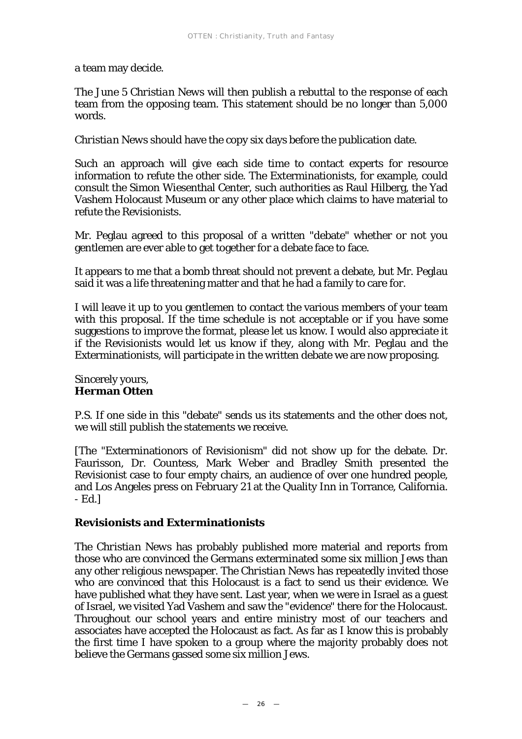a team may decide.

The June 5 *Christian News* will then publish a rebuttal to the response of each team from the opposing team. This statement should be no longer than 5,000 words.

*Christian News* should have the copy six days before the publication date.

Such an approach will give each side time to contact experts for resource information to refute the other side. The Exterminationists, for example, could consult the Simon Wiesenthal Center, such authorities as Raul Hilberg, the Yad Vashem Holocaust Museum or any other place which claims to have material to refute the Revisionists.

Mr. Peglau agreed to this proposal of a written "debate" whether or not you gentlemen are ever able to get together for a debate face to face.

It appears to me that a bomb threat should not prevent a debate, but Mr. Peglau said it was a life threatening matter and that he had a family to care for.

I will leave it up to you gentlemen to contact the various members of your team with this proposal. If the time schedule is not acceptable or if you have some suggestions to improve the format, please let us know. I would also appreciate it if the Revisionists would let us know if they, along with Mr. Peglau and the Exterminationists, will participate in the written debate we are now proposing.

Sincerely yours,
**Herman Otten**

P.S. If one side in this "debate" sends us its statements and the other does not, we will still publish the statements we receive.

[The "Exterminationors of Revisionism" did not show up for the debate. Dr. Faurisson, Dr. Countess, Mark Weber and Bradley Smith presented the Revisionist case to four empty chairs, an audience of over one hundred people, and Los Angeles press on February 21 at the Quality Inn in Torrance, California. - Ed.]

## Revisionists and Exterminationists

The *Christian News* has probably published more material and reports from those who are convinced the Germans exterminated some six million Jews than any other religious newspaper. The *Christian News* has repeatedly invited those who are convinced that this Holocaust is a fact to send us their evidence. We have published what they have sent. Last year, when we were in Israel as a guest of Israel, we visited Yad Vashem and saw the "evidence" there for the Holocaust. Throughout our school years and entire ministry most of our teachers and associates have accepted the Holocaust as fact. As far as I know this is probably the first time I have spoken to a group where the majority probably does not believe the Germans gassed some six million Jews.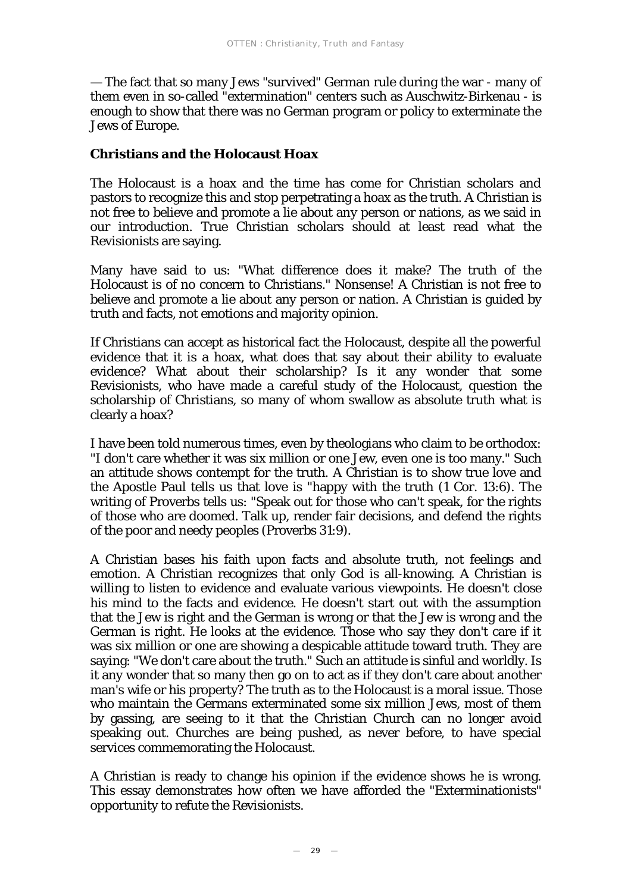— The fact that so many Jews "survived" German rule during the war - many of them even in so-called "extermination" centers such as Auschwitz-Birkenau - is enough to show that there was no German program or policy to exterminate the Jews of Europe.

### Christians and the Holocaust Hoax

The Holocaust is a hoax and the time has come for Christian scholars and pastors to recognize this and stop perpetrating a hoax as the truth. A Christian is not free to believe and promote a lie about any person or nations, as we said in our introduction. True Christian scholars should at least read what the Revisionists are saying.

Many have said to us: "What difference does it make? The truth of the Holocaust is of no concern to Christians." Nonsense! A Christian is not free to believe and promote a lie about any person or nation. A Christian is guided by truth and facts, not emotions and majority opinion.

If Christians can accept as historical fact the Holocaust, despite all the powerful evidence that it is a hoax, what does that say about their ability to evaluate evidence? What about their scholarship? Is it any wonder that some Revisionists, who have made a careful study of the Holocaust, question the scholarship of Christians, so many of whom swallow as absolute truth what is clearly a hoax?

I have been told numerous times, even by theologians who claim to be orthodox: "I don't care whether it was six million or one Jew, even one is too many." Such an attitude shows contempt for the truth. A Christian is to show true love and the Apostle Paul tells us that love is "happy with the truth (1 Cor. 13:6). The writing of Proverbs tells us: "Speak out for those who can't speak, for the rights of those who are doomed. Talk up, render fair decisions, and defend the rights of the poor and needy peoples (Proverbs 31:9).

A Christian bases his faith upon facts and absolute truth, not feelings and emotion. A Christian recognizes that only God is all-knowing. A Christian is willing to listen to evidence and evaluate various viewpoints. He doesn't close his mind to the facts and evidence. He doesn't start out with the assumption that the Jew is right and the German is wrong or that the Jew is wrong and the German is right. He looks at the evidence. Those who say they don't care if it was six million or one are showing a despicable attitude toward truth. They are saying: "We don't care about the truth." Such an attitude is sinful and worldly. Is it any wonder that so many then go on to act as if they don't care about another man's wife or his property? The truth as to the Holocaust is a moral issue. Those who maintain the Germans exterminated some six million Jews, most of them by gassing, are seeing to it that the Christian Church can no longer avoid speaking out. Churches are being pushed, as never before, to have special services commemorating the Holocaust.

A Christian is ready to change his opinion if the evidence shows he is wrong. This essay demonstrates how often we have afforded the "Exterminationists" opportunity to refute the Revisionists.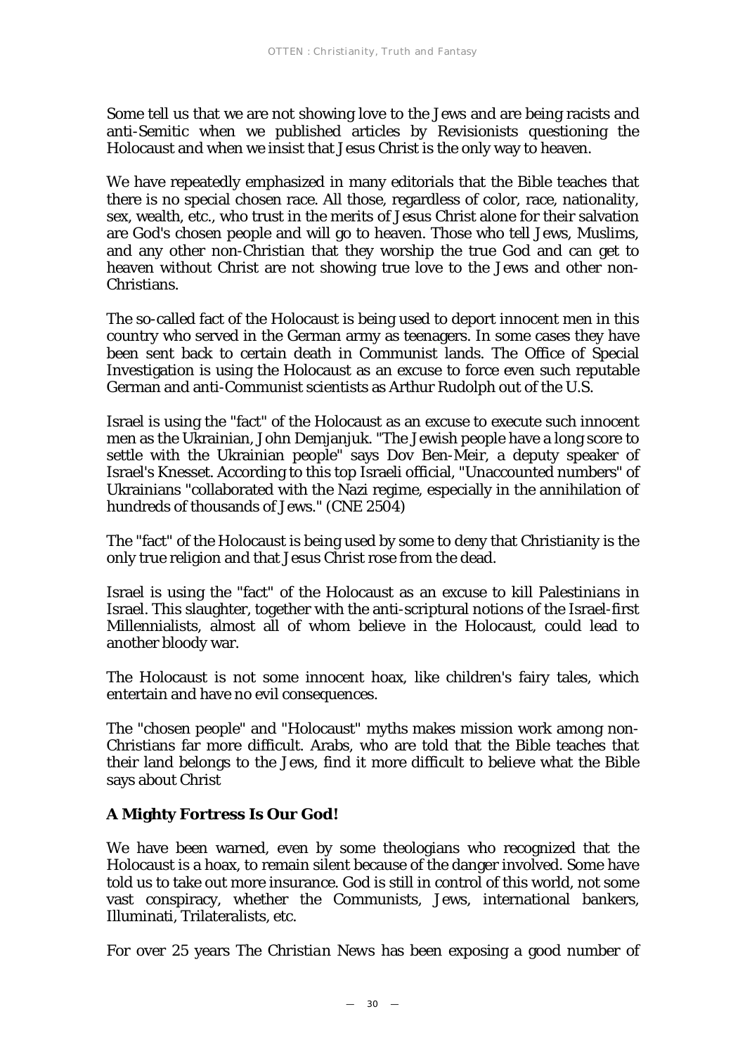Some tell us that we are not showing love to the Jews and are being racists and anti-Semitic when we published articles by Revisionists questioning the Holocaust and when we insist that Jesus Christ is the only way to heaven.

We have repeatedly emphasized in many editorials that the Bible teaches that there is no special chosen race. All those, regardless of color, race, nationality, sex, wealth, etc., who trust in the merits of Jesus Christ alone for their salvation are God's chosen people and will go to heaven. Those who tell Jews, Muslims, and any other non-Christian that they worship the true God and can get to heaven without Christ are not showing true love to the Jews and other non-Christians.

The so-called fact of the Holocaust is being used to deport innocent men in this country who served in the German army as teenagers. In some cases they have been sent back to certain death in Communist lands. The Office of Special Investigation is using the Holocaust as an excuse to force even such reputable German and anti-Communist scientists as Arthur Rudolph out of the U.S.

Israel is using the "fact" of the Holocaust as an excuse to execute such innocent men as the Ukrainian, John Demjanjuk. "The Jewish people have a long score to settle with the Ukrainian people" says Dov Ben-Meir, a deputy speaker of Israel's Knesset. According to this top Israeli official, "Unaccounted numbers" of Ukrainians "collaborated with the Nazi regime, especially in the annihilation of hundreds of thousands of Jews." (CNE 2504)

The "fact" of the Holocaust is being used by some to deny that Christianity is the only true religion and that Jesus Christ rose from the dead.

Israel is using the "fact" of the Holocaust as an excuse to kill Palestinians in Israel. This slaughter, together with the anti-scriptural notions of the Israel-first Millennialists, almost all of whom believe in the Holocaust, could lead to another bloody war.

The Holocaust is not some innocent hoax, like children's fairy tales, which entertain and have no evil consequences.

The "chosen people" and "Holocaust" myths makes mission work among non-Christians far more difficult. Arabs, who are told that the Bible teaches that their land belongs to the Jews, find it more difficult to believe what the Bible says about Christ

### A Mighty Fortress Is Our God!

We have been warned, even by some theologians who recognized that the Holocaust is a hoax, to remain silent because of the danger involved. Some have told us to take out more insurance. God is still in control of this world, not some vast conspiracy, whether the Communists, Jews, international bankers, Illuminati, Trilateralists, etc.

For over 25 years *The Christian News* has been exposing a good number of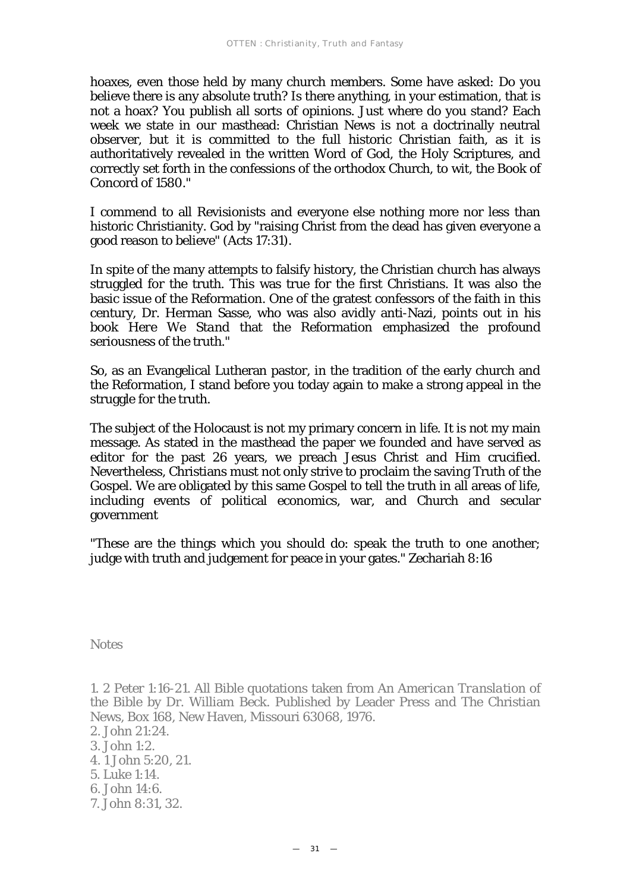hoaxes, even those held by many church members. Some have asked: Do you believe there is any absolute truth? Is there anything, in your estimation, that is not a hoax? You publish all sorts of opinions. Just where do you stand? Each week we state in our masthead: Christian News is not a doctrinally neutral observer, but it is committed to the full historic Christian faith, as it is authoritatively revealed in the written Word of God, the Holy Scriptures, and correctly set forth in the confessions of the orthodox Church, to wit, the Book of Concord of 1580."

I commend to all Revisionists and everyone else nothing more nor less than historic Christianity. God by "raising Christ from the dead has given everyone a good reason to believe" (Acts 17:31).

In spite of the many attempts to falsify history, the Christian church has always struggled for the truth. This was true for the first Christians. It was also the basic issue of the Reformation. One of the gratest confessors of the faith in this century, Dr. Herman Sasse, who was also avidly anti-Nazi, points out in his book *Here We Stand* that the Reformation emphasized the profound seriousness of the truth."

So, as an Evangelical Lutheran pastor, in the tradition of the early church and the Reformation, I stand before you today again to make a strong appeal in the struggle for the truth.

The subject of the Holocaust is not my primary concern in life. It is not my main message. As stated in the masthead the paper we founded and have served as editor for the past 26 years, we preach Jesus Christ and Him crucified. Nevertheless, Christians must not only strive to proclaim the saving Truth of the Gospel. We are obligated by this same Gospel to tell the truth in all areas of life, including events of political economics, war, and Church and secular government

"These are the things which you should do: speak the truth to one another; judge with truth and judgement for peace in your gates." Zechariah 8:16

Notes

1. 2 Peter 1:16-21. All Bible quotations taken from *An American Translation* of the Bible by Dr. William Beck. Published by Leader Press and The Christian News, Box 168, New Haven, Missouri 63068, 1976.
2. John 21:24.
3. John 1:2.
4. 1 John 5:20, 21.
5. Luke 1:14.
6. John 14:6.
7. John 8:31, 32.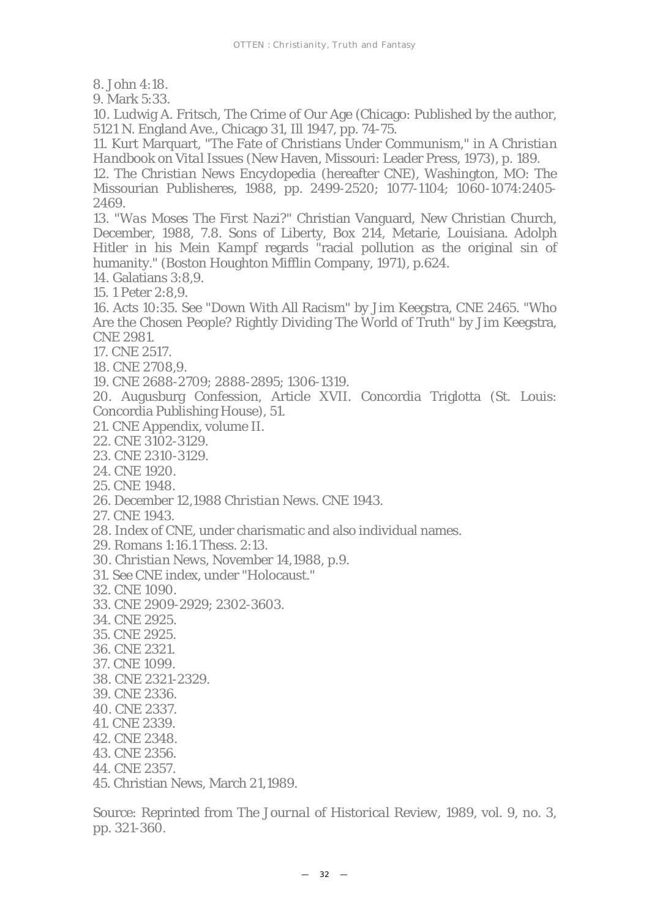8. John 4:18.

9. Mark 5:33.

10. Ludwig A. Fritsch, The Crime of Our Age (Chicago: Published by the author, 5121 N. England Ave., Chicago 31, Ill 1947, pp. 74-75.

11. Kurt Marquart, "The Fate of Christians Under Communism," in *A Christian Handbook on Vital Issues* (New Haven, Missouri: Leader Press, 1973), p. 189.

12. *The Christian News Encydopedia* (hereafter CNE), Washington, MO: The Missourian Publisheres, 1988, pp. 2499-2520; 1077-1104; 1060-1074:2405-2469.

13. "*Was Moses The First Nazi?*" Christian Vanguard, New Christian Church, December, 1988, 7.8. Sons of Liberty, Box 214, Metarie, Louisiana. Adolph Hitler in his *Mein Kampf* regards "racial pollution as the original sin of humanity." (Boston Houghton Mifflin Company, 1971), p.624.

14. Galatians 3:8,9.

15. 1 Peter 2:8,9.

16. Acts 10:35. See "Down With All Racism" by Jim Keegstra, CNE 2465. "Who Are the Chosen People? Rightly Dividing The World of Truth" by Jim Keegstra, CNE 2981.

17. CNE 2517.

18. CNE 2708,9.

19. CNE 2688-2709; 2888-2895; 1306-1319.

20. Augusburg Confession, Article XVII. Concordia Triglotta (St. Louis: Concordia Publishing House), 51.

21. CNE Appendix, volume II.

22. CNE 3102-3129.

23. CNE 2310-3129.

24. CNE 1920.

25. CNE 1948.

26. December 12,1988 *Christian News*. CNE 1943.

27. CNE 1943.

28. Index of CNE, under charismatic and also individual names.

29. Romans 1:16.1 Thess. 2:13.

30. *Christian News*, November 14,1988, p.9.

31. See CNE index, under "Holocaust."

32. CNE 1090.

33. CNE 2909-2929; 2302-3603.

34. CNE 2925.

35. CNE 2925.

36. CNE 2321.

37. CNE 1099.

38. CNE 2321-2329.

39. CNE 2336.

40. CNE 2337.

41. CNE 2339.

42. CNE 2348.

43. CNE 2356.

44. CNE 2357.

45. Christian News, March 21,1989.

Source: Reprinted from *The Journal of Historical Review*, 1989, vol. 9, no. 3, pp. 321-360.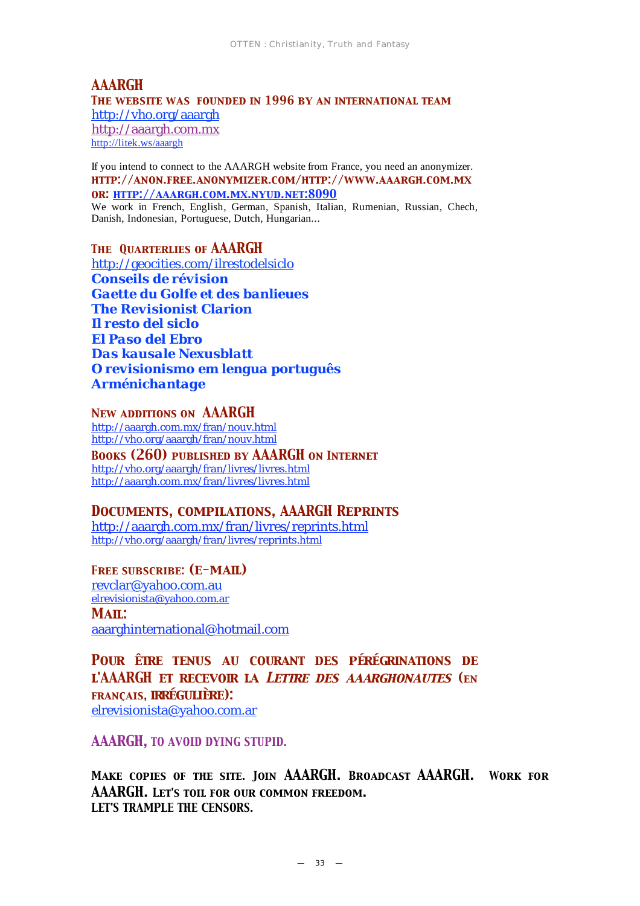## AAARGH

**THE WEBSITE WAS FOUNDED IN 1996 BY AN INTERNATIONAL TEAM**

http://vho.org/aaargh
http://aaargh.com.mx
http://litek.ws/aaargh

If you intend to connect to the AAARGH website from France, you need an anonymizer.
**HTTP://ANON.FREE.ANONYMIZER.COM/HTTP://WWW.AAARGH.COM.MX**
**OR: HTTP://AAARGH.COM.MX.NYUD.NET:8090**
We work in French, English, German, Spanish, Italian, Rumenian, Russian, Chech, Danish, Indonesian, Portuguese, Dutch, Hungarian...

## THE QUARTERLIES OF AAARGH

http://geocities.com/ilrestodelsiclo
**Conseils de révision**
**Gaette du Golfe et des banlieues**
**The Revisionist Clarion**
**Il resto del siclo**
**El Paso del Ebro**
**Das kausale Nexusblatt**
**O revisionismo em lengua português**
**Arménichantage**

## NEW ADDITIONS ON AAARGH

http://aaargh.com.mx/fran/nouv.html
http://vho.org/aaargh/fran/nouv.html

## BOOKS (260) PUBLISHED BY AAARGH ON INTERNET

http://vho.org/aaargh/fran/livres/livres.html
http://aaargh.com.mx/fran/livres/livres.html

## DOCUMENTS, COMPILATIONS, AAARGH REPRINTS

http://aaargh.com.mx/fran/livres/reprints.html
http://vho.org/aaargh/fran/livres/reprints.html

## FREE SUBSCRIBE: (E-MAIL)

revclar@yahoo.com.au
elrevisionista@yahoo.com.ar

**MAIL:**
aaarghinternational@hotmail.com

## POUR ÊTRE TENUS AU COURANT DES PÉRÉGRINATIONS DE L'AAARGH ET RECEVOIR LA *LETTRE DES AAARGHONAUTES* (EN FRANÇAIS, IRRÉGULIÈRE):

elrevisionista@yahoo.com.ar

**AAARGH, TO AVOID DYING STUPID.**

**MAKE COPIES OF THE SITE. JOIN AAARGH. BROADCAST AAARGH. WORK FOR AAARGH. LET'S TOIL FOR OUR COMMON FREEDOM.**
**LET'S TRAMPLE THE CENSORS.**